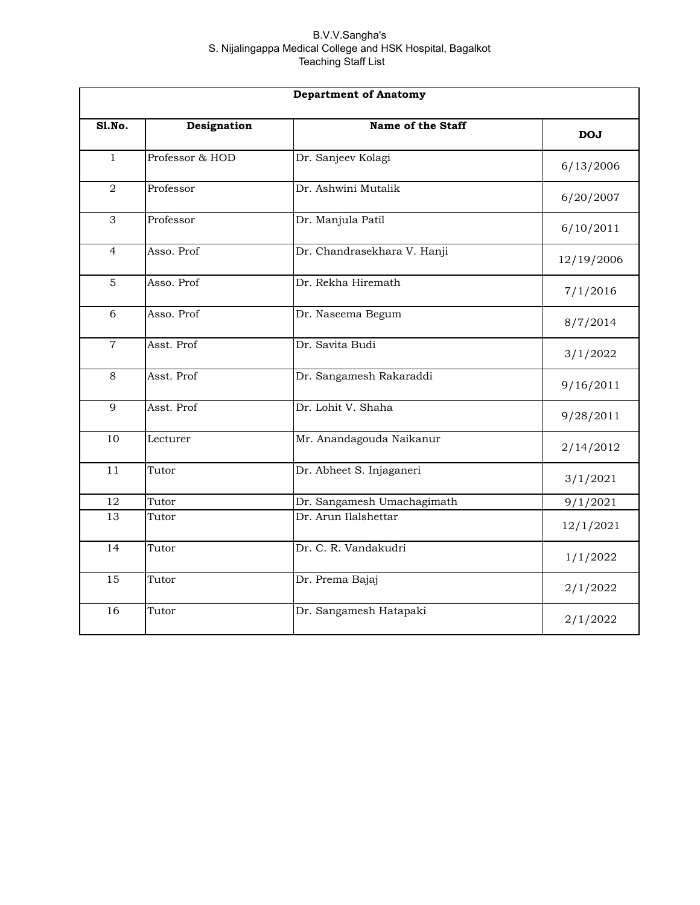B.V.V.Sangha's

S. Nijalingappa Medical College and HSK Hospital, Bagalkot

Teaching Staff List

| Department of Anatomy | | | |
|---|---|---|---|
| **Sl.No.** | **Designation** | **Name of the Staff** | **DOJ** |
| 1 | Professor & HOD | Dr. Sanjeev Kolagi | 6/13/2006 |
| 2 | Professor | Dr. Ashwini Mutalik | 6/20/2007 |
| 3 | Professor | Dr. Manjula Patil | 6/10/2011 |
| 4 | Asso. Prof | Dr. Chandrasekhara V. Hanji | 12/19/2006 |
| 5 | Asso. Prof | Dr. Rekha Hiremath | 7/1/2016 |
| 6 | Asso. Prof | Dr. Naseema Begum | 8/7/2014 |
| 7 | Asst. Prof | Dr. Savita Budi | 3/1/2022 |
| 8 | Asst. Prof | Dr. Sangamesh Rakaraddi | 9/16/2011 |
| 9 | Asst. Prof | Dr. Lohit V. Shaha | 9/28/2011 |
| 10 | Lecturer | Mr. Anandagouda Naikanur | 2/14/2012 |
| 11 | Tutor | Dr. Abheet S. Injaganeri | 3/1/2021 |
| 12 | Tutor | Dr. Sangamesh Umachagimath | 9/1/2021 |
| 13 | Tutor | Dr. Arun Ilalshettar | 12/1/2021 |
| 14 | Tutor | Dr. C. R. Vandakudri | 1/1/2022 |
| 15 | Tutor | Dr. Prema Bajaj | 2/1/2022 |
| 16 | Tutor | Dr. Sangamesh Hatapaki | 2/1/2022 |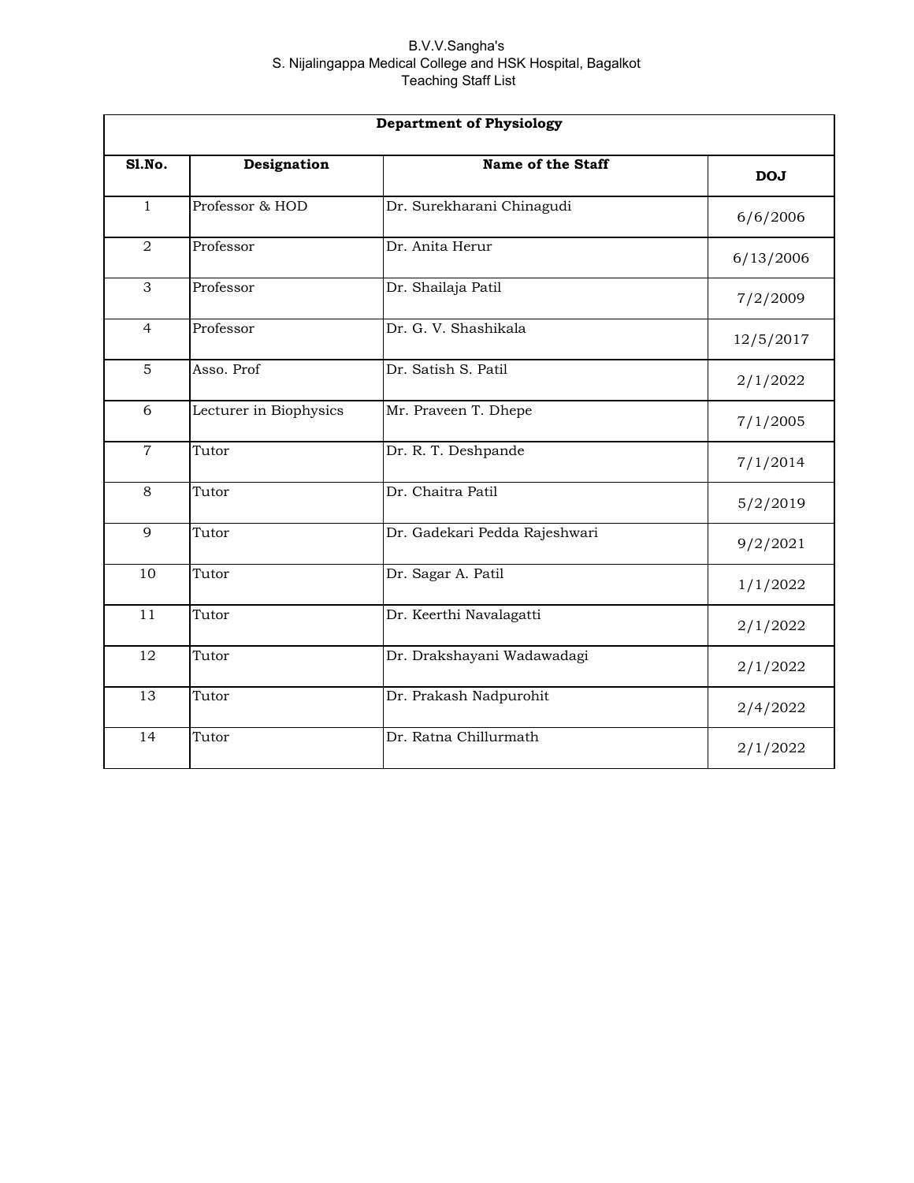B.V.V.Sangha's
S. Nijalingappa Medical College and HSK Hospital, Bagalkot
Teaching Staff List

| **Department of Physiology** | | | |
|---|---|---|---|
| **Sl.No.** | **Designation** | **Name of the Staff** | **DOJ** |
| 1 | Professor & HOD | Dr. Surekharani Chinagudi | 6/6/2006 |
| 2 | Professor | Dr. Anita Herur | 6/13/2006 |
| 3 | Professor | Dr. Shailaja Patil | 7/2/2009 |
| 4 | Professor | Dr. G. V. Shashikala | 12/5/2017 |
| 5 | Asso. Prof | Dr. Satish S. Patil | 2/1/2022 |
| 6 | Lecturer in Biophysics | Mr. Praveen T. Dhepe | 7/1/2005 |
| 7 | Tutor | Dr. R. T. Deshpande | 7/1/2014 |
| 8 | Tutor | Dr. Chaitra Patil | 5/2/2019 |
| 9 | Tutor | Dr. Gadekari Pedda Rajeshwari | 9/2/2021 |
| 10 | Tutor | Dr. Sagar A. Patil | 1/1/2022 |
| 11 | Tutor | Dr. Keerthi Navalagatti | 2/1/2022 |
| 12 | Tutor | Dr. Drakshayani Wadawadagi | 2/1/2022 |
| 13 | Tutor | Dr. Prakash Nadpurohit | 2/4/2022 |
| 14 | Tutor | Dr. Ratna Chillurmath | 2/1/2022 |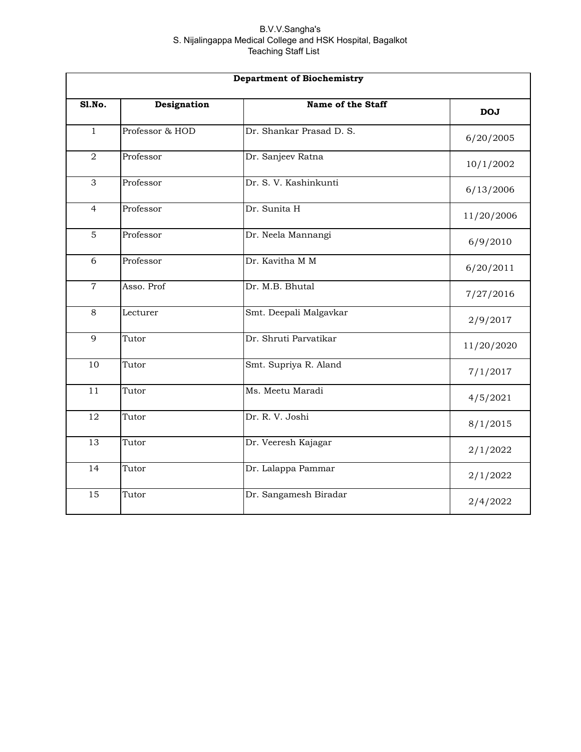B.V.V.Sangha's
S. Nijalingappa Medical College and HSK Hospital, Bagalkot
Teaching Staff List

| Department of Biochemistry | | | |
|---|---|---|---|
| **Sl.No.** | **Designation** | **Name of the Staff** | **DOJ** |
| 1 | Professor & HOD | Dr. Shankar Prasad D. S. | 6/20/2005 |
| 2 | Professor | Dr. Sanjeev Ratna | 10/1/2002 |
| 3 | Professor | Dr. S. V. Kashinkunti | 6/13/2006 |
| 4 | Professor | Dr. Sunita H | 11/20/2006 |
| 5 | Professor | Dr. Neela Mannangi | 6/9/2010 |
| 6 | Professor | Dr. Kavitha M M | 6/20/2011 |
| 7 | Asso. Prof | Dr. M.B. Bhutal | 7/27/2016 |
| 8 | Lecturer | Smt. Deepali Malgavkar | 2/9/2017 |
| 9 | Tutor | Dr. Shruti Parvatikar | 11/20/2020 |
| 10 | Tutor | Smt. Supriya R. Aland | 7/1/2017 |
| 11 | Tutor | Ms. Meetu Maradi | 4/5/2021 |
| 12 | Tutor | Dr. R. V. Joshi | 8/1/2015 |
| 13 | Tutor | Dr. Veeresh Kajagar | 2/1/2022 |
| 14 | Tutor | Dr. Lalappa Pammar | 2/1/2022 |
| 15 | Tutor | Dr. Sangamesh Biradar | 2/4/2022 |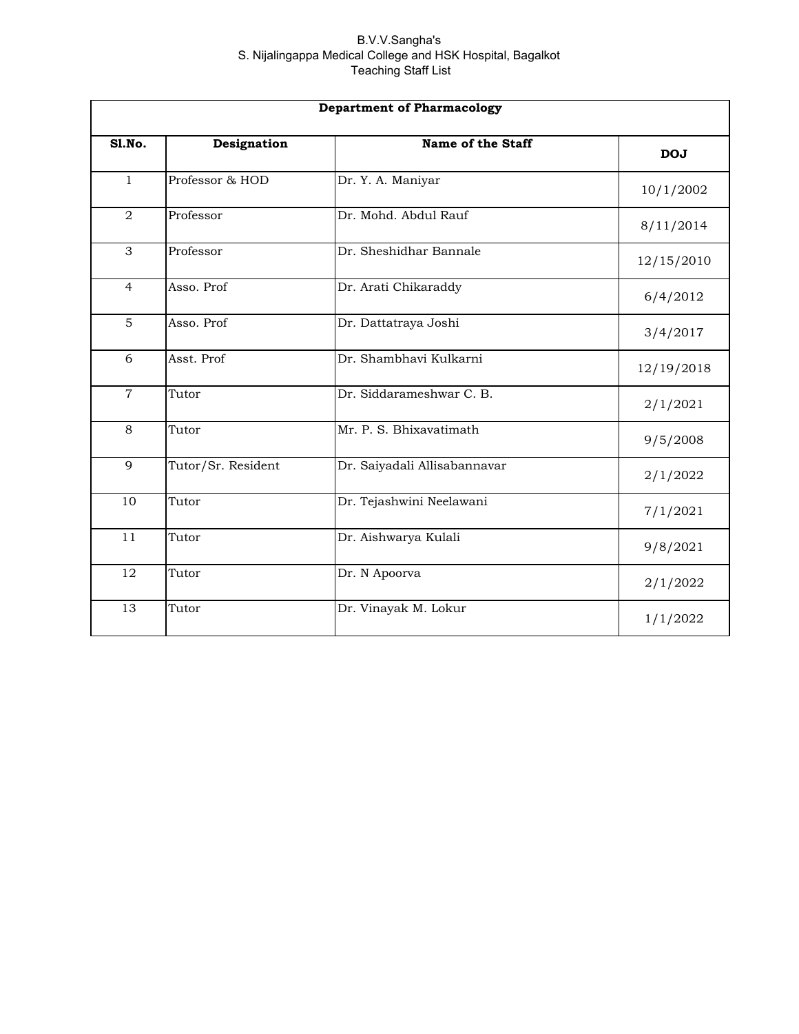B.V.V.Sangha's
S. Nijalingappa Medical College and HSK Hospital, Bagalkot
Teaching Staff List

| Department of Pharmacology | | | |
|---|---|---|---|
| **Sl.No.** | **Designation** | **Name of the Staff** | **DOJ** |
| 1 | Professor & HOD | Dr. Y. A. Maniyar | 10/1/2002 |
| 2 | Professor | Dr. Mohd. Abdul Rauf | 8/11/2014 |
| 3 | Professor | Dr. Sheshidhar Bannale | 12/15/2010 |
| 4 | Asso. Prof | Dr. Arati Chikaraddy | 6/4/2012 |
| 5 | Asso. Prof | Dr. Dattatraya Joshi | 3/4/2017 |
| 6 | Asst. Prof | Dr. Shambhavi Kulkarni | 12/19/2018 |
| 7 | Tutor | Dr. Siddarameshwar C. B. | 2/1/2021 |
| 8 | Tutor | Mr. P. S. Bhixavatimath | 9/5/2008 |
| 9 | Tutor/Sr. Resident | Dr. Saiyadali Allisabannavar | 2/1/2022 |
| 10 | Tutor | Dr. Tejashwini Neelawani | 7/1/2021 |
| 11 | Tutor | Dr. Aishwarya Kulali | 9/8/2021 |
| 12 | Tutor | Dr. N Apoorva | 2/1/2022 |
| 13 | Tutor | Dr. Vinayak M. Lokur | 1/1/2022 |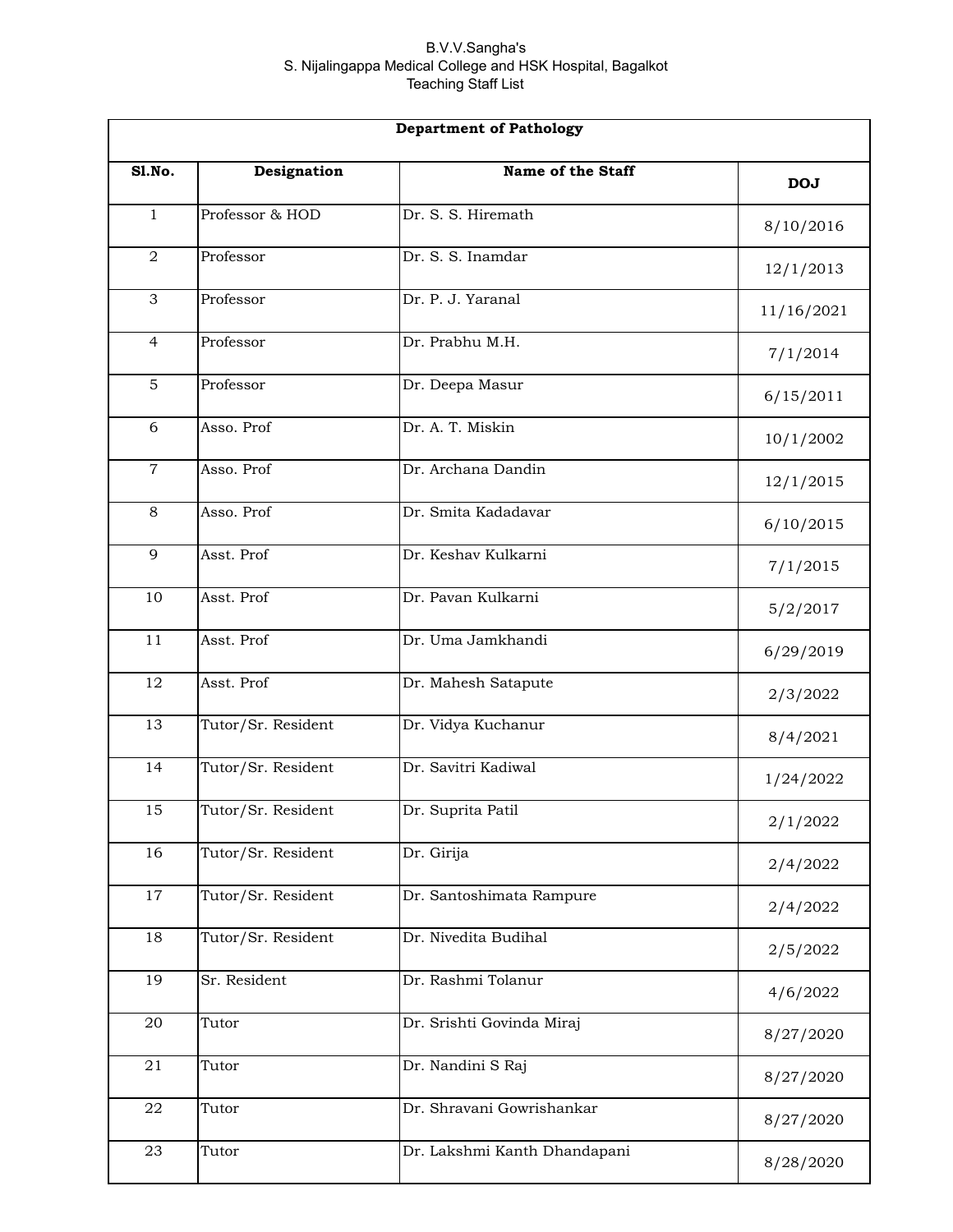B.V.V.Sangha's
S. Nijalingappa Medical College and HSK Hospital, Bagalkot
Teaching Staff List

| Department of Pathology | | | |
|---|---|---|---|
| **Sl.No.** | **Designation** | **Name of the Staff** | **DOJ** |
| 1 | Professor & HOD | Dr. S. S. Hiremath | 8/10/2016 |
| 2 | Professor | Dr. S. S. Inamdar | 12/1/2013 |
| 3 | Professor | Dr. P. J. Yaranal | 11/16/2021 |
| 4 | Professor | Dr. Prabhu M.H. | 7/1/2014 |
| 5 | Professor | Dr. Deepa Masur | 6/15/2011 |
| 6 | Asso. Prof | Dr. A. T. Miskin | 10/1/2002 |
| 7 | Asso. Prof | Dr. Archana Dandin | 12/1/2015 |
| 8 | Asso. Prof | Dr. Smita Kadadavar | 6/10/2015 |
| 9 | Asst. Prof | Dr. Keshav Kulkarni | 7/1/2015 |
| 10 | Asst. Prof | Dr. Pavan Kulkarni | 5/2/2017 |
| 11 | Asst. Prof | Dr. Uma Jamkhandi | 6/29/2019 |
| 12 | Asst. Prof | Dr. Mahesh Satapute | 2/3/2022 |
| 13 | Tutor/Sr. Resident | Dr. Vidya Kuchanur | 8/4/2021 |
| 14 | Tutor/Sr. Resident | Dr. Savitri Kadiwal | 1/24/2022 |
| 15 | Tutor/Sr. Resident | Dr. Suprita Patil | 2/1/2022 |
| 16 | Tutor/Sr. Resident | Dr. Girija | 2/4/2022 |
| 17 | Tutor/Sr. Resident | Dr. Santoshimata Rampure | 2/4/2022 |
| 18 | Tutor/Sr. Resident | Dr. Nivedita Budihal | 2/5/2022 |
| 19 | Sr. Resident | Dr. Rashmi Tolanur | 4/6/2022 |
| 20 | Tutor | Dr. Srishti Govinda Miraj | 8/27/2020 |
| 21 | Tutor | Dr. Nandini S Raj | 8/27/2020 |
| 22 | Tutor | Dr. Shravani Gowrishankar | 8/27/2020 |
| 23 | Tutor | Dr. Lakshmi Kanth Dhandapani | 8/28/2020 |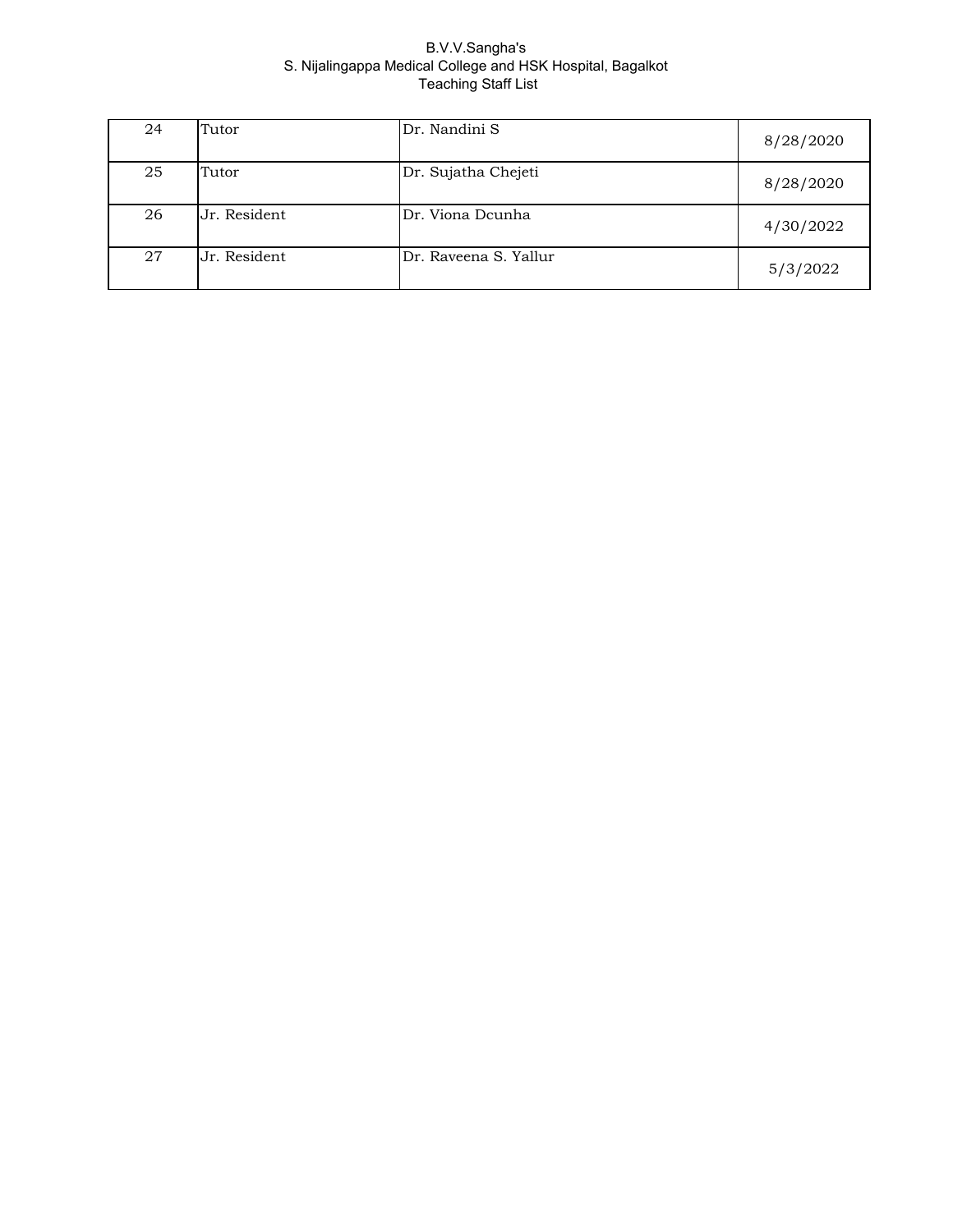B.V.V.Sangha's
S. Nijalingappa Medical College and HSK Hospital, Bagalkot
Teaching Staff List

| | | | |
|---|---|---|---|
| 24 | Tutor | Dr. Nandini S | 8/28/2020 |
| 25 | Tutor | Dr. Sujatha Chejeti | 8/28/2020 |
| 26 | Jr. Resident | Dr. Viona Dcunha | 4/30/2022 |
| 27 | Jr. Resident | Dr. Raveena S. Yallur | 5/3/2022 |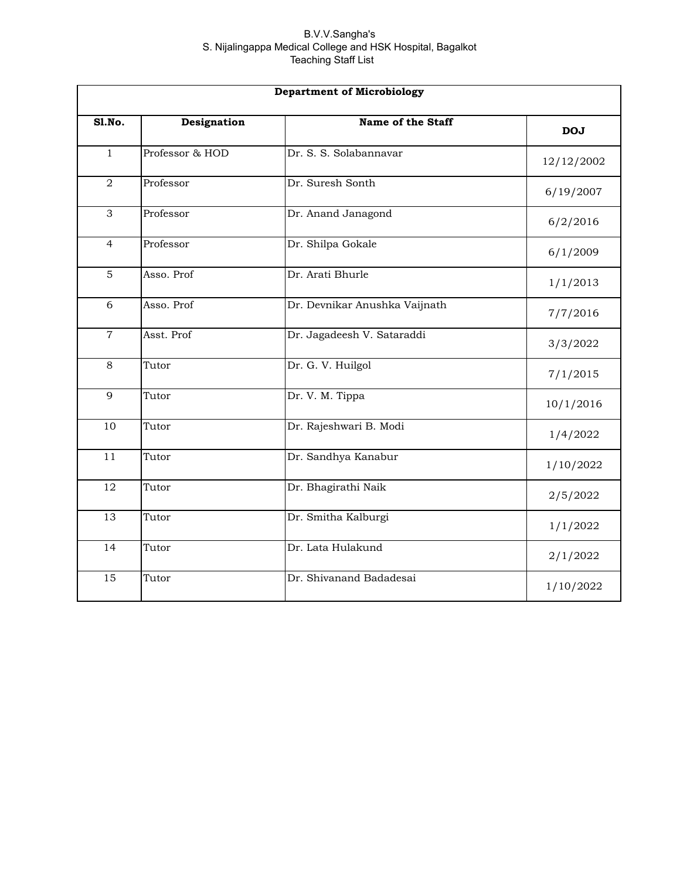B.V.V.Sangha's
S. Nijalingappa Medical College and HSK Hospital, Bagalkot
Teaching Staff List

| Department of Microbiology | | | |
|---|---|---|---|
| **Sl.No.** | **Designation** | **Name of the Staff** | **DOJ** |
| 1 | Professor & HOD | Dr. S. S. Solabannavar | 12/12/2002 |
| 2 | Professor | Dr. Suresh Sonth | 6/19/2007 |
| 3 | Professor | Dr. Anand Janagond | 6/2/2016 |
| 4 | Professor | Dr. Shilpa Gokale | 6/1/2009 |
| 5 | Asso. Prof | Dr. Arati Bhurle | 1/1/2013 |
| 6 | Asso. Prof | Dr. Devnikar Anushka Vaijnath | 7/7/2016 |
| 7 | Asst. Prof | Dr. Jagadeesh V. Sataraddi | 3/3/2022 |
| 8 | Tutor | Dr. G. V. Huilgol | 7/1/2015 |
| 9 | Tutor | Dr. V. M. Tippa | 10/1/2016 |
| 10 | Tutor | Dr. Rajeshwari B. Modi | 1/4/2022 |
| 11 | Tutor | Dr. Sandhya Kanabur | 1/10/2022 |
| 12 | Tutor | Dr. Bhagirathi Naik | 2/5/2022 |
| 13 | Tutor | Dr. Smitha Kalburgi | 1/1/2022 |
| 14 | Tutor | Dr. Lata Hulakund | 2/1/2022 |
| 15 | Tutor | Dr. Shivanand Badadesai | 1/10/2022 |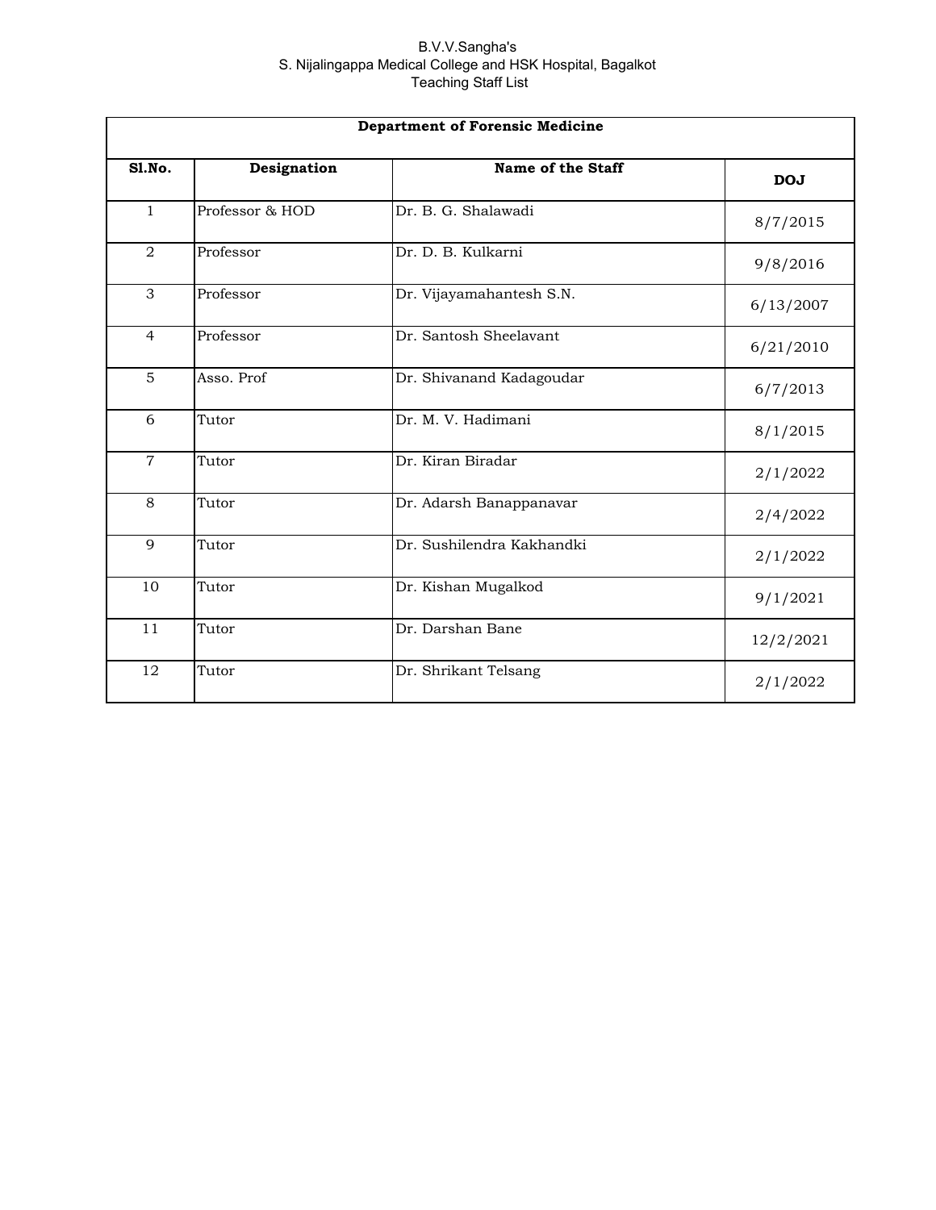B.V.V.Sangha's
S. Nijalingappa Medical College and HSK Hospital, Bagalkot
Teaching Staff List

| Department of Forensic Medicine | | | |
|---|---|---|---|
| **Sl.No.** | **Designation** | **Name of the Staff** | **DOJ** |
| 1 | Professor & HOD | Dr. B. G. Shalawadi | 8/7/2015 |
| 2 | Professor | Dr. D. B. Kulkarni | 9/8/2016 |
| 3 | Professor | Dr. Vijayamahantesh S.N. | 6/13/2007 |
| 4 | Professor | Dr. Santosh Sheelavant | 6/21/2010 |
| 5 | Asso. Prof | Dr. Shivanand Kadagoudar | 6/7/2013 |
| 6 | Tutor | Dr. M. V. Hadimani | 8/1/2015 |
| 7 | Tutor | Dr. Kiran Biradar | 2/1/2022 |
| 8 | Tutor | Dr. Adarsh Banappanavar | 2/4/2022 |
| 9 | Tutor | Dr. Sushilendra Kakhandki | 2/1/2022 |
| 10 | Tutor | Dr. Kishan Mugalkod | 9/1/2021 |
| 11 | Tutor | Dr. Darshan Bane | 12/2/2021 |
| 12 | Tutor | Dr. Shrikant Telsang | 2/1/2022 |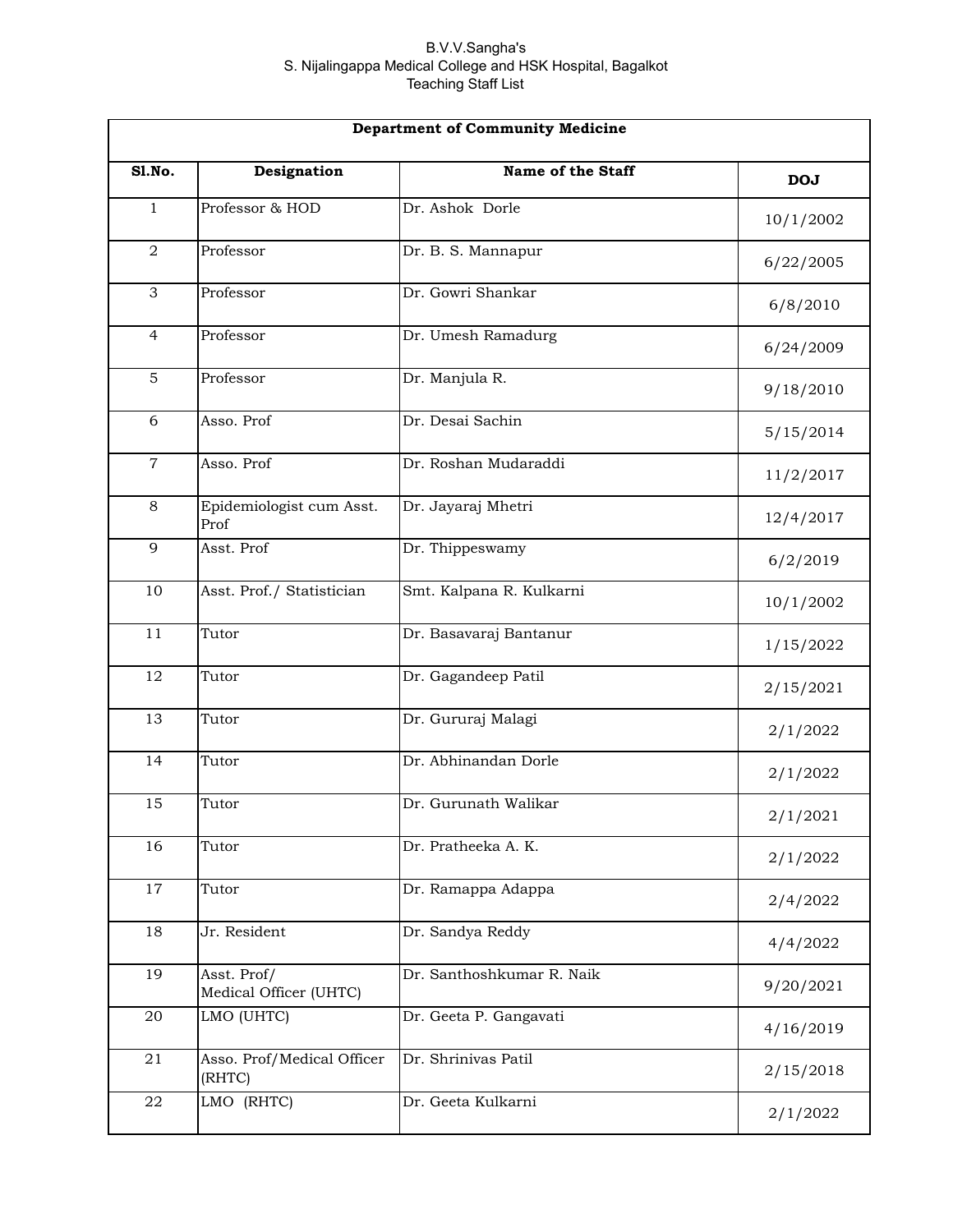B.V.V.Sangha's
S. Nijalingappa Medical College and HSK Hospital, Bagalkot
Teaching Staff List

| Department of Community Medicine | | | |
|---|---|---|---|
| **Sl.No.** | **Designation** | **Name of the Staff** | **DOJ** |
| 1 | Professor & HOD | Dr. Ashok Dorle | 10/1/2002 |
| 2 | Professor | Dr. B. S. Mannapur | 6/22/2005 |
| 3 | Professor | Dr. Gowri Shankar | 6/8/2010 |
| 4 | Professor | Dr. Umesh Ramadurg | 6/24/2009 |
| 5 | Professor | Dr. Manjula R. | 9/18/2010 |
| 6 | Asso. Prof | Dr. Desai Sachin | 5/15/2014 |
| 7 | Asso. Prof | Dr. Roshan Mudaraddi | 11/2/2017 |
| 8 | Epidemiologist cum Asst. Prof | Dr. Jayaraj Mhetri | 12/4/2017 |
| 9 | Asst. Prof | Dr. Thippeswamy | 6/2/2019 |
| 10 | Asst. Prof./ Statistician | Smt. Kalpana R. Kulkarni | 10/1/2002 |
| 11 | Tutor | Dr. Basavaraj Bantanur | 1/15/2022 |
| 12 | Tutor | Dr. Gagandeep Patil | 2/15/2021 |
| 13 | Tutor | Dr. Gururaj Malagi | 2/1/2022 |
| 14 | Tutor | Dr. Abhinandan Dorle | 2/1/2022 |
| 15 | Tutor | Dr. Gurunath Walikar | 2/1/2021 |
| 16 | Tutor | Dr. Pratheeka A. K. | 2/1/2022 |
| 17 | Tutor | Dr. Ramappa Adappa | 2/4/2022 |
| 18 | Jr. Resident | Dr. Sandya Reddy | 4/4/2022 |
| 19 | Asst. Prof/ Medical Officer (UHTC) | Dr. Santhoshkumar R. Naik | 9/20/2021 |
| 20 | LMO (UHTC) | Dr. Geeta P. Gangavati | 4/16/2019 |
| 21 | Asso. Prof/Medical Officer (RHTC) | Dr. Shrinivas Patil | 2/15/2018 |
| 22 | LMO (RHTC) | Dr. Geeta Kulkarni | 2/1/2022 |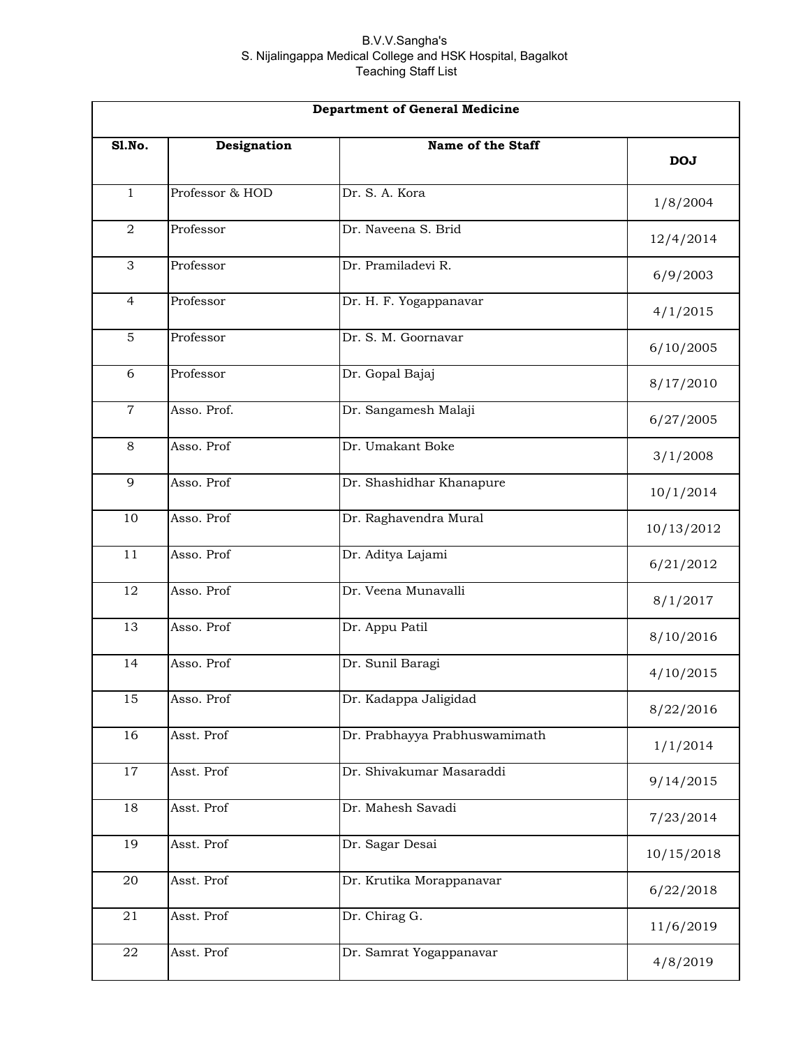B.V.V.Sangha's
S. Nijalingappa Medical College and HSK Hospital, Bagalkot
Teaching Staff List

| Department of General Medicine | | | |
|---|---|---|---|
| **Sl.No.** | **Designation** | **Name of the Staff** | **DOJ** |
| 1 | Professor & HOD | Dr. S. A. Kora | 1/8/2004 |
| 2 | Professor | Dr. Naveena S. Brid | 12/4/2014 |
| 3 | Professor | Dr. Pramiladevi R. | 6/9/2003 |
| 4 | Professor | Dr. H. F. Yogappanavar | 4/1/2015 |
| 5 | Professor | Dr. S. M. Goornavar | 6/10/2005 |
| 6 | Professor | Dr. Gopal Bajaj | 8/17/2010 |
| 7 | Asso. Prof. | Dr. Sangamesh Malaji | 6/27/2005 |
| 8 | Asso. Prof | Dr. Umakant Boke | 3/1/2008 |
| 9 | Asso. Prof | Dr. Shashidhar Khanapure | 10/1/2014 |
| 10 | Asso. Prof | Dr. Raghavendra Mural | 10/13/2012 |
| 11 | Asso. Prof | Dr. Aditya Lajami | 6/21/2012 |
| 12 | Asso. Prof | Dr. Veena Munavalli | 8/1/2017 |
| 13 | Asso. Prof | Dr. Appu Patil | 8/10/2016 |
| 14 | Asso. Prof | Dr. Sunil Baragi | 4/10/2015 |
| 15 | Asso. Prof | Dr. Kadappa Jaligidad | 8/22/2016 |
| 16 | Asst. Prof | Dr. Prabhayya Prabhuswamimath | 1/1/2014 |
| 17 | Asst. Prof | Dr. Shivakumar Masaraddi | 9/14/2015 |
| 18 | Asst. Prof | Dr. Mahesh Savadi | 7/23/2014 |
| 19 | Asst. Prof | Dr. Sagar Desai | 10/15/2018 |
| 20 | Asst. Prof | Dr. Krutika Morappanavar | 6/22/2018 |
| 21 | Asst. Prof | Dr. Chirag G. | 11/6/2019 |
| 22 | Asst. Prof | Dr. Samrat Yogappanavar | 4/8/2019 |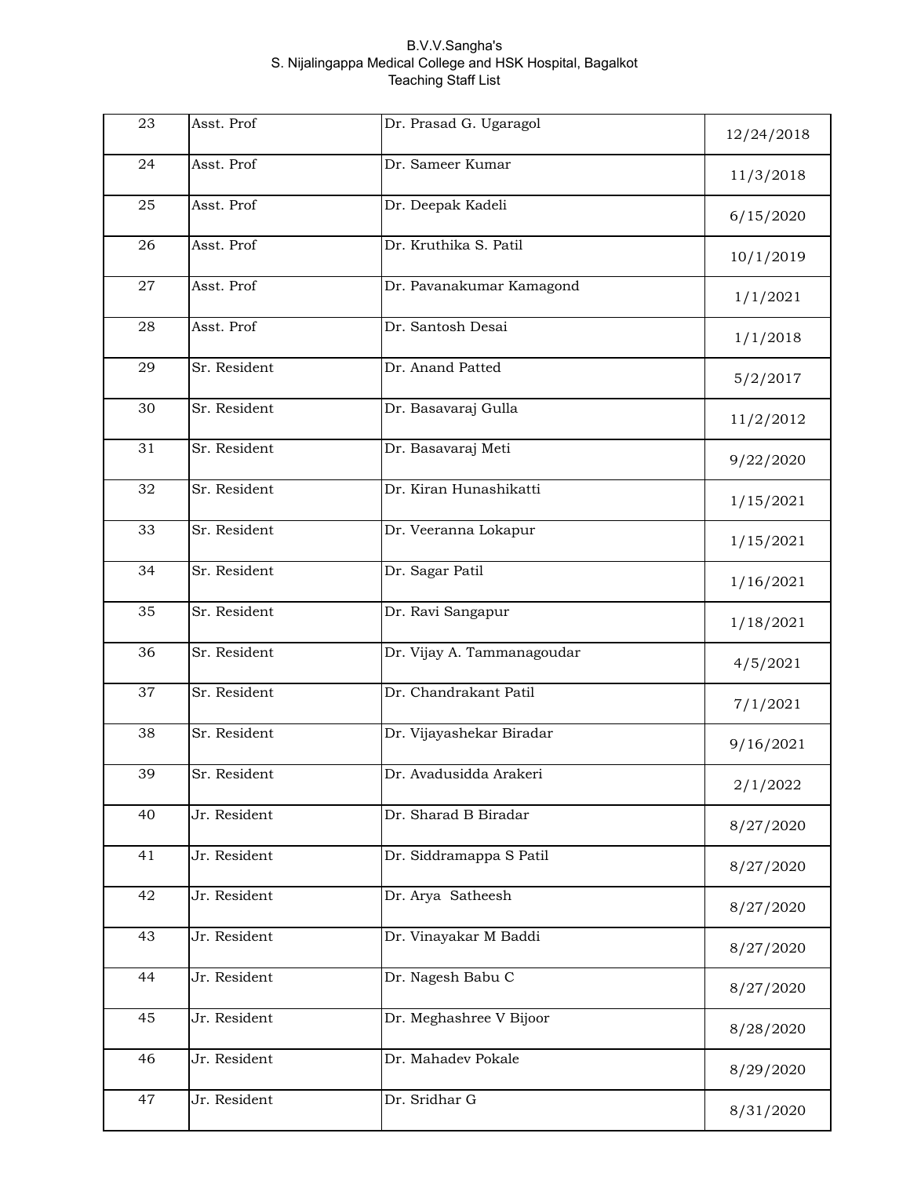B.V.V.Sangha's
S. Nijalingappa Medical College and HSK Hospital, Bagalkot
Teaching Staff List

| | | | |
|---|---|---|---|
| 23 | Asst. Prof | Dr. Prasad G. Ugaragol | 12/24/2018 |
| 24 | Asst. Prof | Dr. Sameer Kumar | 11/3/2018 |
| 25 | Asst. Prof | Dr. Deepak Kadeli | 6/15/2020 |
| 26 | Asst. Prof | Dr. Kruthika S. Patil | 10/1/2019 |
| 27 | Asst. Prof | Dr. Pavanakumar Kamagond | 1/1/2021 |
| 28 | Asst. Prof | Dr. Santosh Desai | 1/1/2018 |
| 29 | Sr. Resident | Dr. Anand Patted | 5/2/2017 |
| 30 | Sr. Resident | Dr. Basavaraj Gulla | 11/2/2012 |
| 31 | Sr. Resident | Dr. Basavaraj Meti | 9/22/2020 |
| 32 | Sr. Resident | Dr. Kiran Hunashikatti | 1/15/2021 |
| 33 | Sr. Resident | Dr. Veeranna Lokapur | 1/15/2021 |
| 34 | Sr. Resident | Dr. Sagar Patil | 1/16/2021 |
| 35 | Sr. Resident | Dr. Ravi Sangapur | 1/18/2021 |
| 36 | Sr. Resident | Dr. Vijay A. Tammanagoudar | 4/5/2021 |
| 37 | Sr. Resident | Dr. Chandrakant Patil | 7/1/2021 |
| 38 | Sr. Resident | Dr. Vijayashekar Biradar | 9/16/2021 |
| 39 | Sr. Resident | Dr. Avadusidda Arakeri | 2/1/2022 |
| 40 | Jr. Resident | Dr. Sharad B Biradar | 8/27/2020 |
| 41 | Jr. Resident | Dr. Siddramappa S Patil | 8/27/2020 |
| 42 | Jr. Resident | Dr. Arya Satheesh | 8/27/2020 |
| 43 | Jr. Resident | Dr. Vinayakar M Baddi | 8/27/2020 |
| 44 | Jr. Resident | Dr. Nagesh Babu C | 8/27/2020 |
| 45 | Jr. Resident | Dr. Meghashree V Bijoor | 8/28/2020 |
| 46 | Jr. Resident | Dr. Mahadev Pokale | 8/29/2020 |
| 47 | Jr. Resident | Dr. Sridhar G | 8/31/2020 |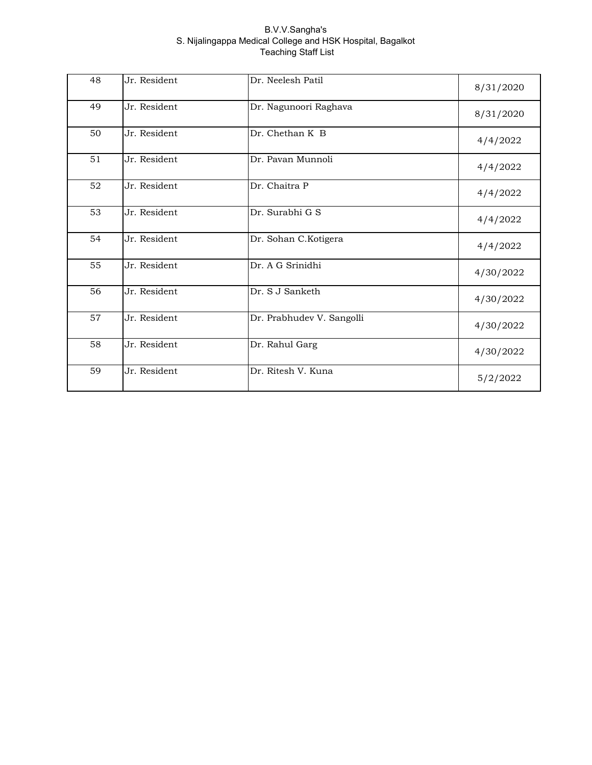B.V.V.Sangha's
S. Nijalingappa Medical College and HSK Hospital, Bagalkot
Teaching Staff List

| | | | |
|---|---|---|---|
| 48 | Jr. Resident | Dr. Neelesh Patil | 8/31/2020 |
| 49 | Jr. Resident | Dr. Nagunoori Raghava | 8/31/2020 |
| 50 | Jr. Resident | Dr. Chethan K B | 4/4/2022 |
| 51 | Jr. Resident | Dr. Pavan Munnoli | 4/4/2022 |
| 52 | Jr. Resident | Dr. Chaitra P | 4/4/2022 |
| 53 | Jr. Resident | Dr. Surabhi G S | 4/4/2022 |
| 54 | Jr. Resident | Dr. Sohan C.Kotigera | 4/4/2022 |
| 55 | Jr. Resident | Dr. A G Srinidhi | 4/30/2022 |
| 56 | Jr. Resident | Dr. S J Sanketh | 4/30/2022 |
| 57 | Jr. Resident | Dr. Prabhudev V. Sangolli | 4/30/2022 |
| 58 | Jr. Resident | Dr. Rahul Garg | 4/30/2022 |
| 59 | Jr. Resident | Dr. Ritesh V. Kuna | 5/2/2022 |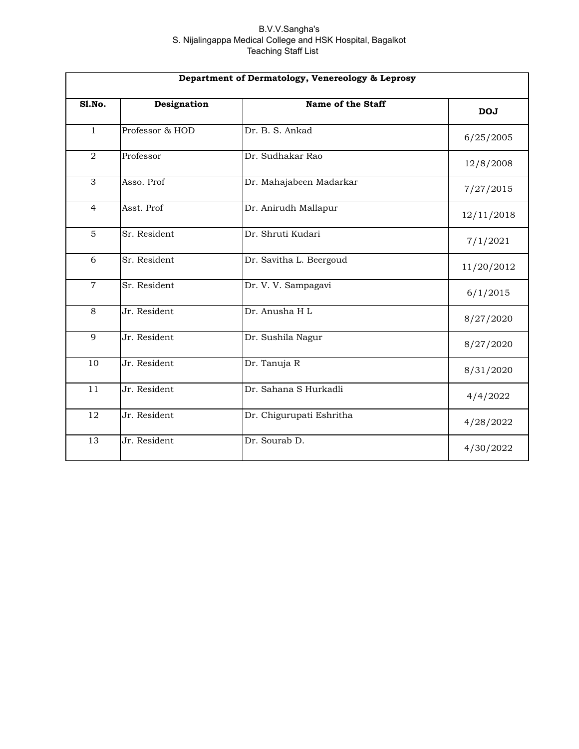B.V.V.Sangha's
S. Nijalingappa Medical College and HSK Hospital, Bagalkot
Teaching Staff List

| Department of Dermatology, Venereology & Leprosy | | | |
|---|---|---|---|
| **Sl.No.** | **Designation** | **Name of the Staff** | **DOJ** |
| 1 | Professor & HOD | Dr. B. S. Ankad | 6/25/2005 |
| 2 | Professor | Dr. Sudhakar Rao | 12/8/2008 |
| 3 | Asso. Prof | Dr. Mahajabeen Madarkar | 7/27/2015 |
| 4 | Asst. Prof | Dr. Anirudh Mallapur | 12/11/2018 |
| 5 | Sr. Resident | Dr. Shruti Kudari | 7/1/2021 |
| 6 | Sr. Resident | Dr. Savitha L. Beergoud | 11/20/2012 |
| 7 | Sr. Resident | Dr. V. V. Sampagavi | 6/1/2015 |
| 8 | Jr. Resident | Dr. Anusha H L | 8/27/2020 |
| 9 | Jr. Resident | Dr. Sushila Nagur | 8/27/2020 |
| 10 | Jr. Resident | Dr. Tanuja R | 8/31/2020 |
| 11 | Jr. Resident | Dr. Sahana S Hurkadli | 4/4/2022 |
| 12 | Jr. Resident | Dr. Chigurupati Eshritha | 4/28/2022 |
| 13 | Jr. Resident | Dr. Sourab D. | 4/30/2022 |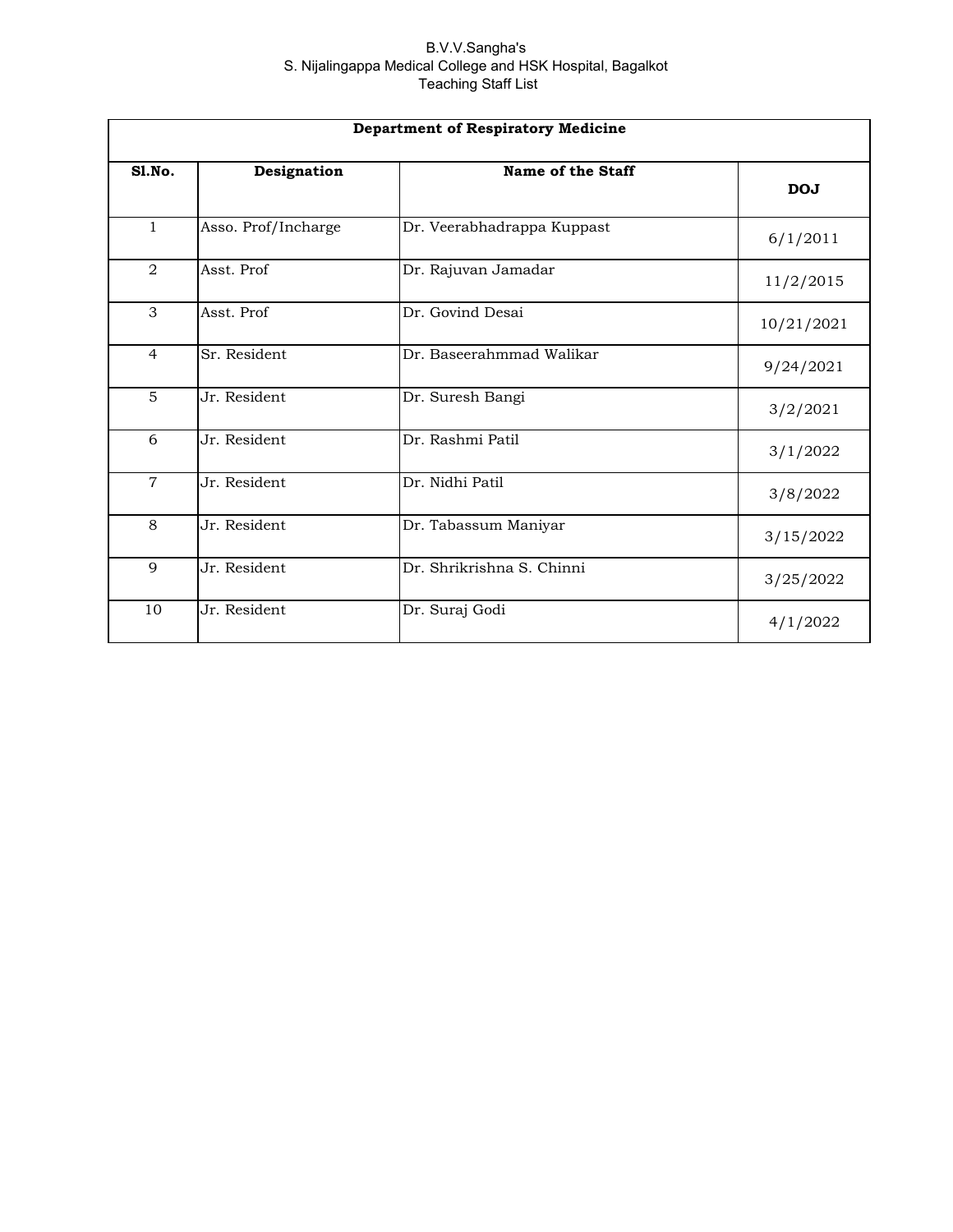B.V.V.Sangha's
S. Nijalingappa Medical College and HSK Hospital, Bagalkot
Teaching Staff List

**Department of Respiratory Medicine**

| Sl.No. | Designation | Name of the Staff | DOJ |
|---|---|---|---|
| 1 | Asso. Prof/Incharge | Dr. Veerabhadrappa Kuppast | 6/1/2011 |
| 2 | Asst. Prof | Dr. Rajuvan Jamadar | 11/2/2015 |
| 3 | Asst. Prof | Dr. Govind Desai | 10/21/2021 |
| 4 | Sr. Resident | Dr. Baseerahmmad Walikar | 9/24/2021 |
| 5 | Jr. Resident | Dr. Suresh Bangi | 3/2/2021 |
| 6 | Jr. Resident | Dr. Rashmi Patil | 3/1/2022 |
| 7 | Jr. Resident | Dr. Nidhi Patil | 3/8/2022 |
| 8 | Jr. Resident | Dr. Tabassum Maniyar | 3/15/2022 |
| 9 | Jr. Resident | Dr. Shrikrishna S. Chinni | 3/25/2022 |
| 10 | Jr. Resident | Dr. Suraj Godi | 4/1/2022 |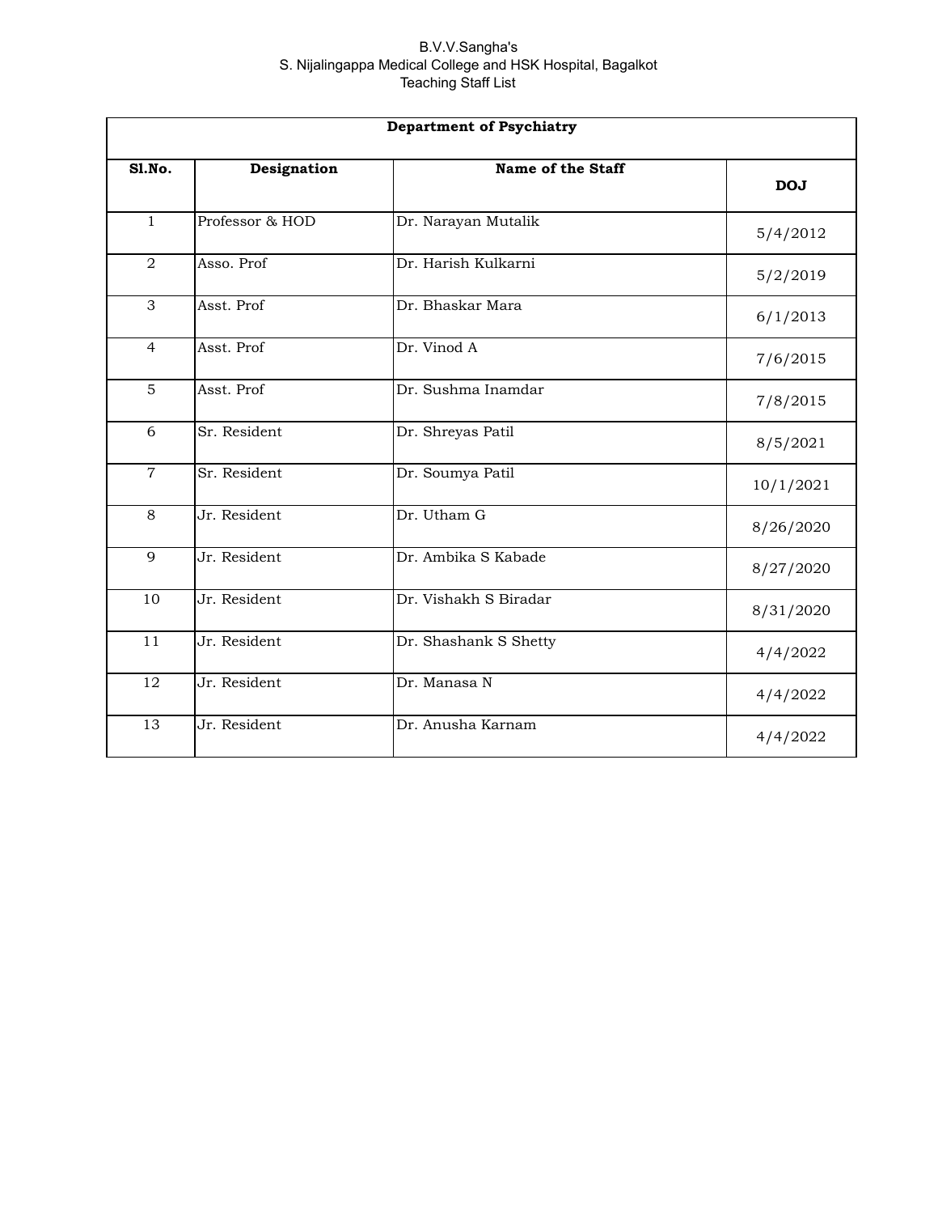B.V.V.Sangha's
S. Nijalingappa Medical College and HSK Hospital, Bagalkot
Teaching Staff List

| Department of Psychiatry | | | |
|---|---|---|---|
| **Sl.No.** | **Designation** | **Name of the Staff** | **DOJ** |
| 1 | Professor & HOD | Dr. Narayan Mutalik | 5/4/2012 |
| 2 | Asso. Prof | Dr. Harish Kulkarni | 5/2/2019 |
| 3 | Asst. Prof | Dr. Bhaskar Mara | 6/1/2013 |
| 4 | Asst. Prof | Dr. Vinod A | 7/6/2015 |
| 5 | Asst. Prof | Dr. Sushma Inamdar | 7/8/2015 |
| 6 | Sr. Resident | Dr. Shreyas Patil | 8/5/2021 |
| 7 | Sr. Resident | Dr. Soumya Patil | 10/1/2021 |
| 8 | Jr. Resident | Dr. Utham G | 8/26/2020 |
| 9 | Jr. Resident | Dr. Ambika S Kabade | 8/27/2020 |
| 10 | Jr. Resident | Dr. Vishakh S Biradar | 8/31/2020 |
| 11 | Jr. Resident | Dr. Shashank S Shetty | 4/4/2022 |
| 12 | Jr. Resident | Dr. Manasa N | 4/4/2022 |
| 13 | Jr. Resident | Dr. Anusha Karnam | 4/4/2022 |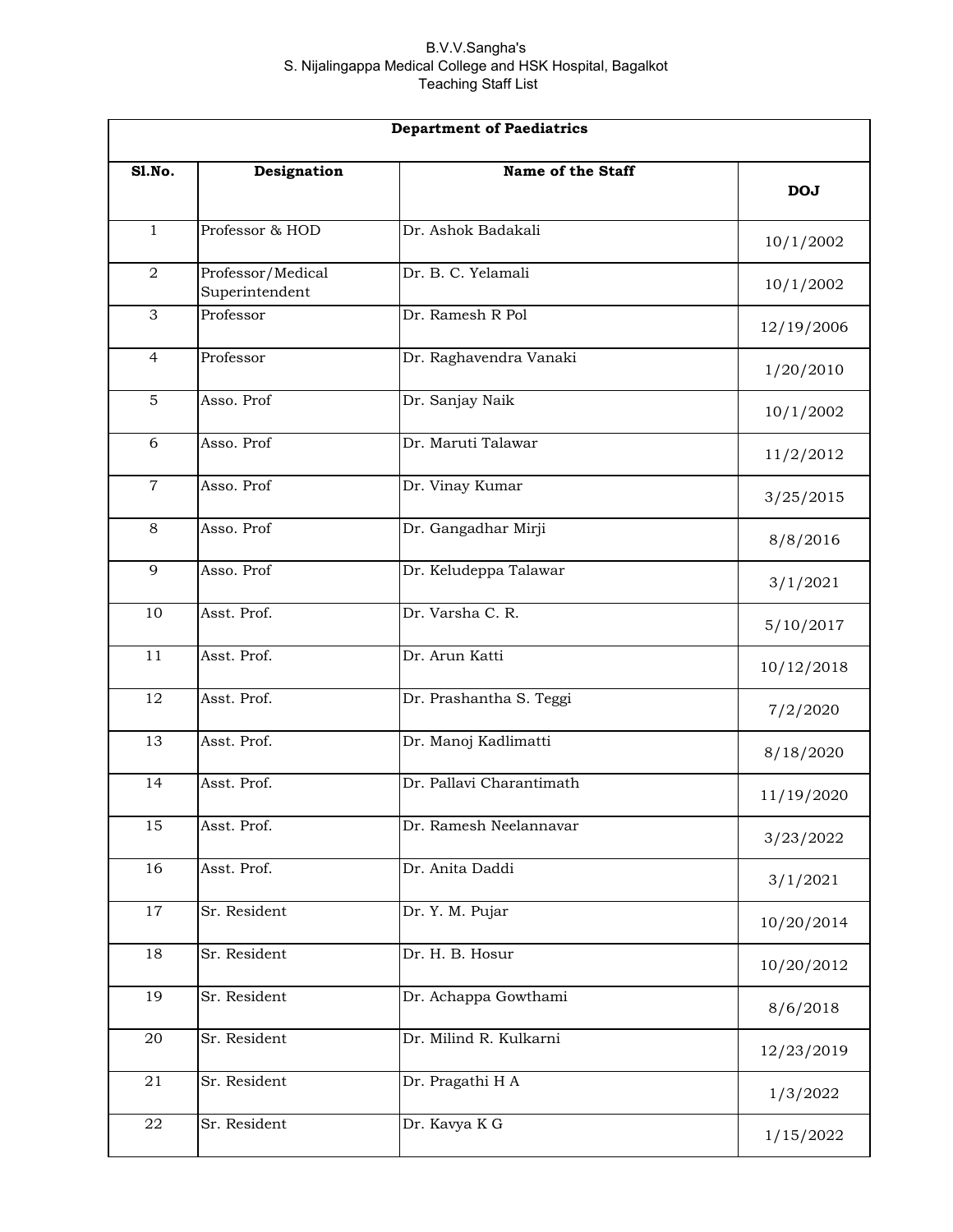B.V.V.Sangha's
S. Nijalingappa Medical College and HSK Hospital, Bagalkot
Teaching Staff List

| Department of Paediatrics | | | |
|---|---|---|---|
| **Sl.No.** | **Designation** | **Name of the Staff** | **DOJ** |
| 1 | Professor & HOD | Dr. Ashok Badakali | 10/1/2002 |
| 2 | Professor/Medical Superintendent | Dr. B. C. Yelamali | 10/1/2002 |
| 3 | Professor | Dr. Ramesh R Pol | 12/19/2006 |
| 4 | Professor | Dr. Raghavendra Vanaki | 1/20/2010 |
| 5 | Asso. Prof | Dr. Sanjay Naik | 10/1/2002 |
| 6 | Asso. Prof | Dr. Maruti Talawar | 11/2/2012 |
| 7 | Asso. Prof | Dr. Vinay Kumar | 3/25/2015 |
| 8 | Asso. Prof | Dr. Gangadhar Mirji | 8/8/2016 |
| 9 | Asso. Prof | Dr. Keludeppa Talawar | 3/1/2021 |
| 10 | Asst. Prof. | Dr. Varsha C. R. | 5/10/2017 |
| 11 | Asst. Prof. | Dr. Arun Katti | 10/12/2018 |
| 12 | Asst. Prof. | Dr. Prashantha S. Teggi | 7/2/2020 |
| 13 | Asst. Prof. | Dr. Manoj Kadlimatti | 8/18/2020 |
| 14 | Asst. Prof. | Dr. Pallavi Charantimath | 11/19/2020 |
| 15 | Asst. Prof. | Dr. Ramesh Neelannavar | 3/23/2022 |
| 16 | Asst. Prof. | Dr. Anita Daddi | 3/1/2021 |
| 17 | Sr. Resident | Dr. Y. M. Pujar | 10/20/2014 |
| 18 | Sr. Resident | Dr. H. B. Hosur | 10/20/2012 |
| 19 | Sr. Resident | Dr. Achappa Gowthami | 8/6/2018 |
| 20 | Sr. Resident | Dr. Milind R. Kulkarni | 12/23/2019 |
| 21 | Sr. Resident | Dr. Pragathi H A | 1/3/2022 |
| 22 | Sr. Resident | Dr. Kavya K G | 1/15/2022 |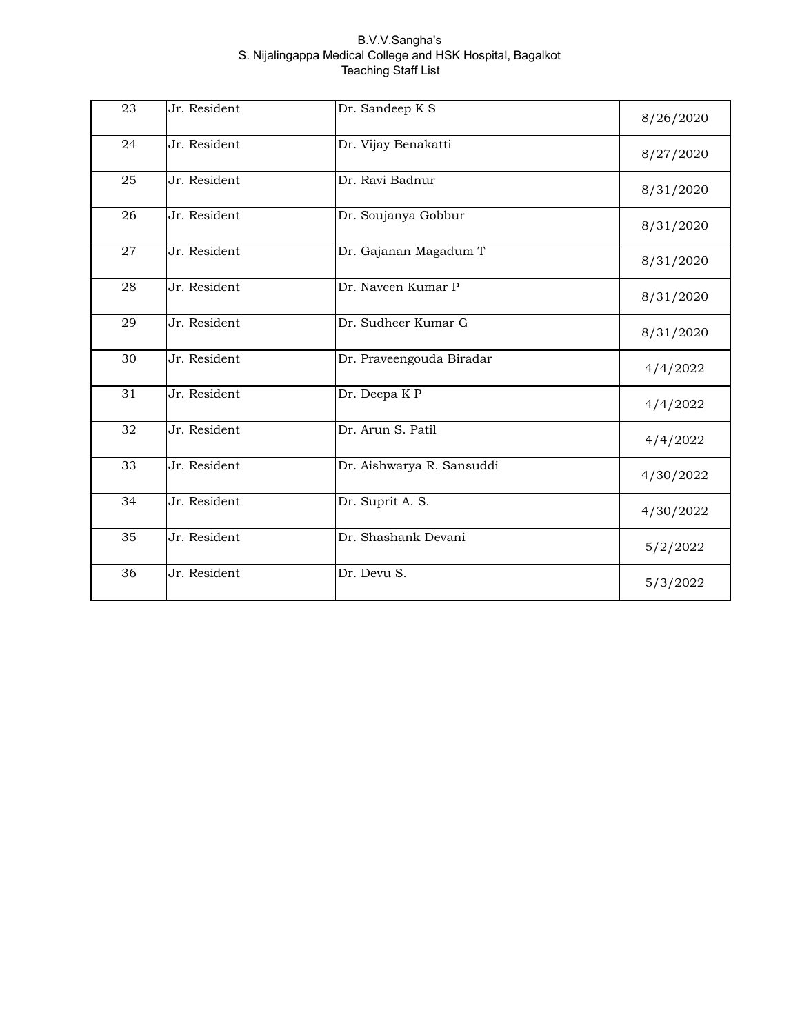B.V.V.Sangha's
S. Nijalingappa Medical College and HSK Hospital, Bagalkot
Teaching Staff List

| | | | |
|---|---|---|---|
| 23 | Jr. Resident | Dr. Sandeep K S | 8/26/2020 |
| 24 | Jr. Resident | Dr. Vijay Benakatti | 8/27/2020 |
| 25 | Jr. Resident | Dr. Ravi Badnur | 8/31/2020 |
| 26 | Jr. Resident | Dr. Soujanya Gobbur | 8/31/2020 |
| 27 | Jr. Resident | Dr. Gajanan Magadum T | 8/31/2020 |
| 28 | Jr. Resident | Dr. Naveen Kumar P | 8/31/2020 |
| 29 | Jr. Resident | Dr. Sudheer Kumar G | 8/31/2020 |
| 30 | Jr. Resident | Dr. Praveengouda Biradar | 4/4/2022 |
| 31 | Jr. Resident | Dr. Deepa K P | 4/4/2022 |
| 32 | Jr. Resident | Dr. Arun S. Patil | 4/4/2022 |
| 33 | Jr. Resident | Dr. Aishwarya R. Sansuddi | 4/30/2022 |
| 34 | Jr. Resident | Dr. Suprit A. S. | 4/30/2022 |
| 35 | Jr. Resident | Dr. Shashank Devani | 5/2/2022 |
| 36 | Jr. Resident | Dr. Devu S. | 5/3/2022 |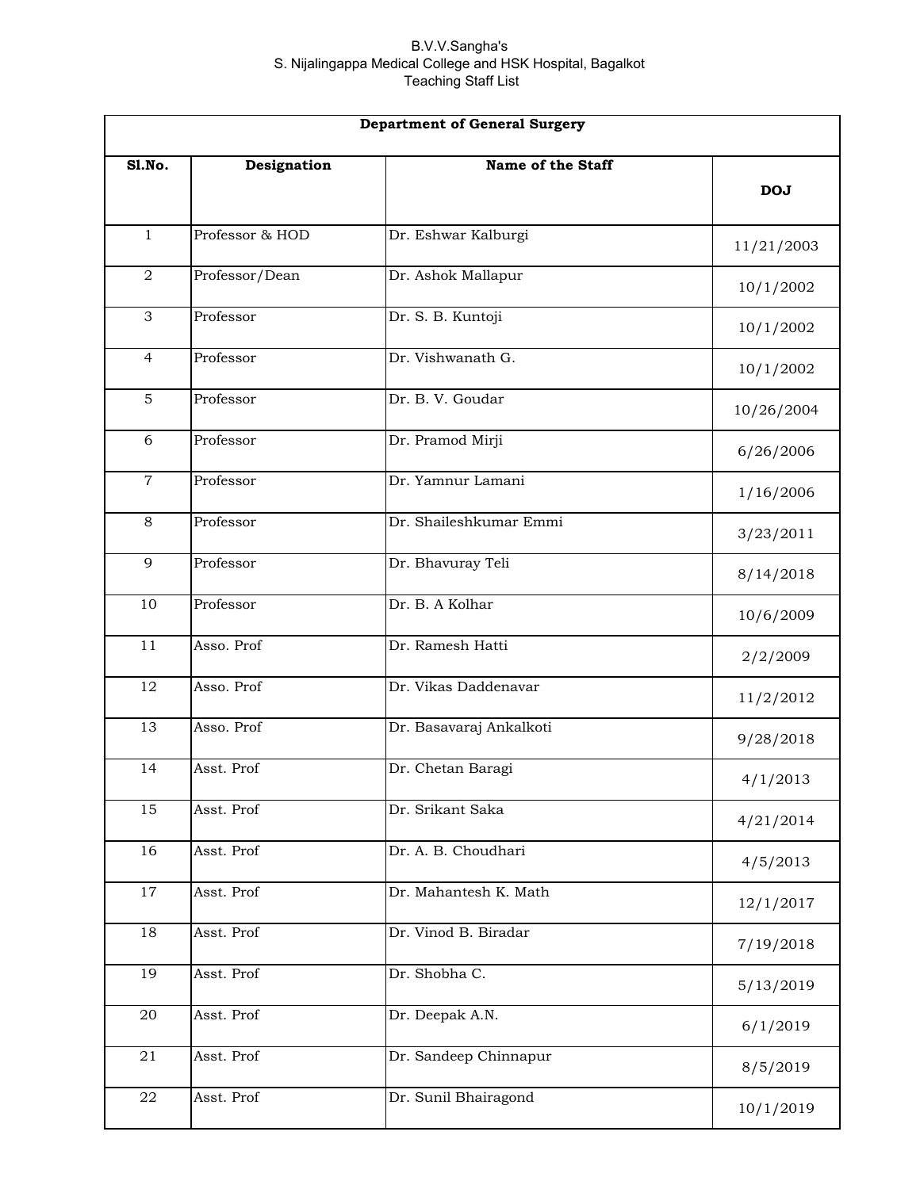B.V.V.Sangha's
S. Nijalingappa Medical College and HSK Hospital, Bagalkot
Teaching Staff List

| Department of General Surgery | | | |
|---|---|---|---|
| **Sl.No.** | **Designation** | **Name of the Staff** | **DOJ** |
| 1 | Professor & HOD | Dr. Eshwar Kalburgi | 11/21/2003 |
| 2 | Professor/Dean | Dr. Ashok Mallapur | 10/1/2002 |
| 3 | Professor | Dr. S. B. Kuntoji | 10/1/2002 |
| 4 | Professor | Dr. Vishwanath G. | 10/1/2002 |
| 5 | Professor | Dr. B. V. Goudar | 10/26/2004 |
| 6 | Professor | Dr. Pramod Mirji | 6/26/2006 |
| 7 | Professor | Dr. Yamnur Lamani | 1/16/2006 |
| 8 | Professor | Dr. Shaileshkumar Emmi | 3/23/2011 |
| 9 | Professor | Dr. Bhavuray Teli | 8/14/2018 |
| 10 | Professor | Dr. B. A Kolhar | 10/6/2009 |
| 11 | Asso. Prof | Dr. Ramesh Hatti | 2/2/2009 |
| 12 | Asso. Prof | Dr. Vikas Daddenavar | 11/2/2012 |
| 13 | Asso. Prof | Dr. Basavaraj Ankalkoti | 9/28/2018 |
| 14 | Asst. Prof | Dr. Chetan Baragi | 4/1/2013 |
| 15 | Asst. Prof | Dr. Srikant Saka | 4/21/2014 |
| 16 | Asst. Prof | Dr. A. B. Choudhari | 4/5/2013 |
| 17 | Asst. Prof | Dr. Mahantesh K. Math | 12/1/2017 |
| 18 | Asst. Prof | Dr. Vinod B. Biradar | 7/19/2018 |
| 19 | Asst. Prof | Dr. Shobha C. | 5/13/2019 |
| 20 | Asst. Prof | Dr. Deepak A.N. | 6/1/2019 |
| 21 | Asst. Prof | Dr. Sandeep Chinnapur | 8/5/2019 |
| 22 | Asst. Prof | Dr. Sunil Bhairagond | 10/1/2019 |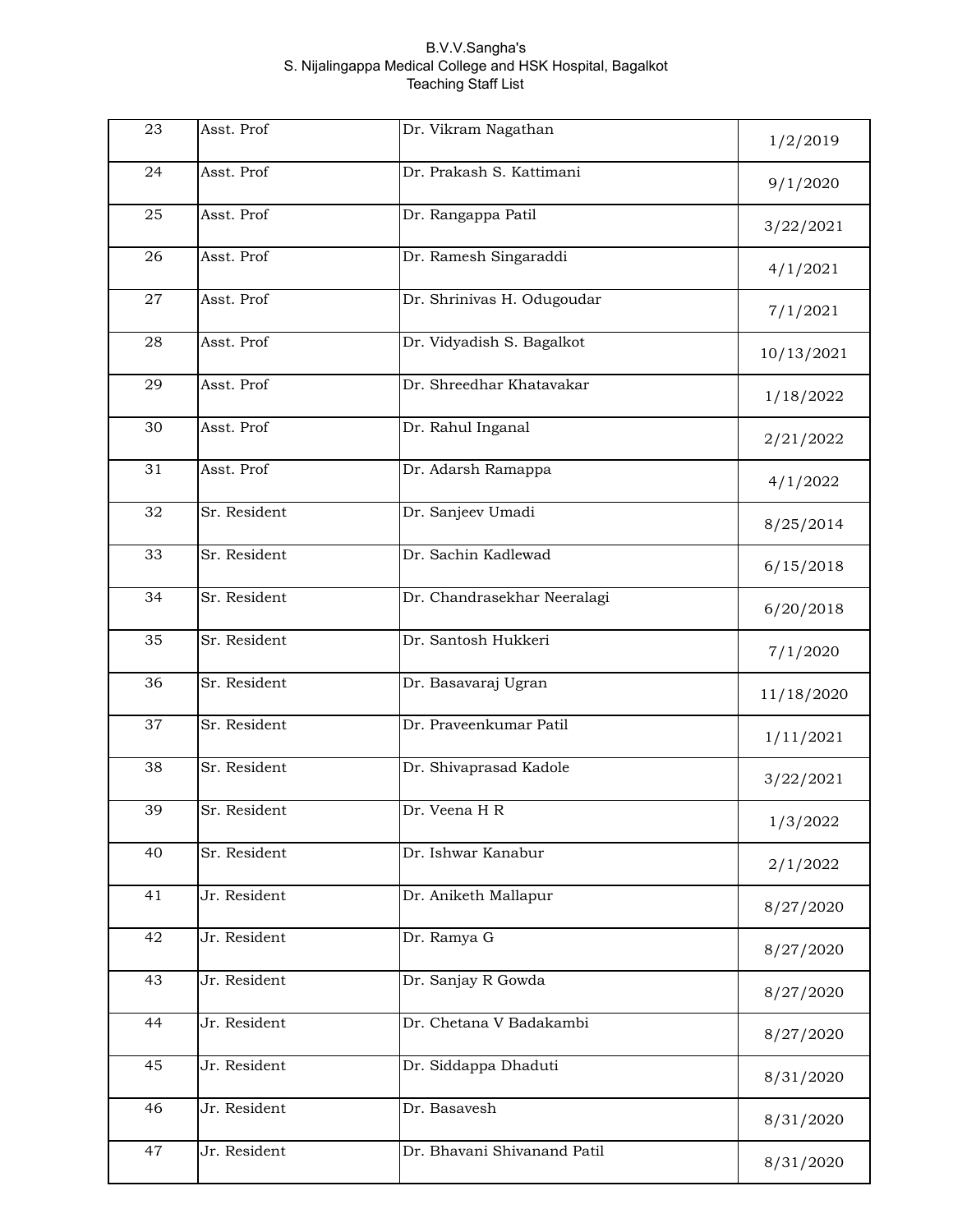B.V.V.Sangha's
S. Nijalingappa Medical College and HSK Hospital, Bagalkot
Teaching Staff List

| | | | |
|---|---|---|---|
| 23 | Asst. Prof | Dr. Vikram Nagathan | 1/2/2019 |
| 24 | Asst. Prof | Dr. Prakash S. Kattimani | 9/1/2020 |
| 25 | Asst. Prof | Dr. Rangappa Patil | 3/22/2021 |
| 26 | Asst. Prof | Dr. Ramesh Singaraddi | 4/1/2021 |
| 27 | Asst. Prof | Dr. Shrinivas H. Odugoudar | 7/1/2021 |
| 28 | Asst. Prof | Dr. Vidyadish S. Bagalkot | 10/13/2021 |
| 29 | Asst. Prof | Dr. Shreedhar Khatavakar | 1/18/2022 |
| 30 | Asst. Prof | Dr. Rahul Inganal | 2/21/2022 |
| 31 | Asst. Prof | Dr. Adarsh Ramappa | 4/1/2022 |
| 32 | Sr. Resident | Dr. Sanjeev Umadi | 8/25/2014 |
| 33 | Sr. Resident | Dr. Sachin Kadlewad | 6/15/2018 |
| 34 | Sr. Resident | Dr. Chandrasekhar Neeralagi | 6/20/2018 |
| 35 | Sr. Resident | Dr. Santosh Hukkeri | 7/1/2020 |
| 36 | Sr. Resident | Dr. Basavaraj Ugran | 11/18/2020 |
| 37 | Sr. Resident | Dr. Praveenkumar Patil | 1/11/2021 |
| 38 | Sr. Resident | Dr. Shivaprasad Kadole | 3/22/2021 |
| 39 | Sr. Resident | Dr. Veena H R | 1/3/2022 |
| 40 | Sr. Resident | Dr. Ishwar Kanabur | 2/1/2022 |
| 41 | Jr. Resident | Dr. Aniketh Mallapur | 8/27/2020 |
| 42 | Jr. Resident | Dr. Ramya G | 8/27/2020 |
| 43 | Jr. Resident | Dr. Sanjay R Gowda | 8/27/2020 |
| 44 | Jr. Resident | Dr. Chetana V Badakambi | 8/27/2020 |
| 45 | Jr. Resident | Dr. Siddappa Dhaduti | 8/31/2020 |
| 46 | Jr. Resident | Dr. Basavesh | 8/31/2020 |
| 47 | Jr. Resident | Dr. Bhavani Shivanand Patil | 8/31/2020 |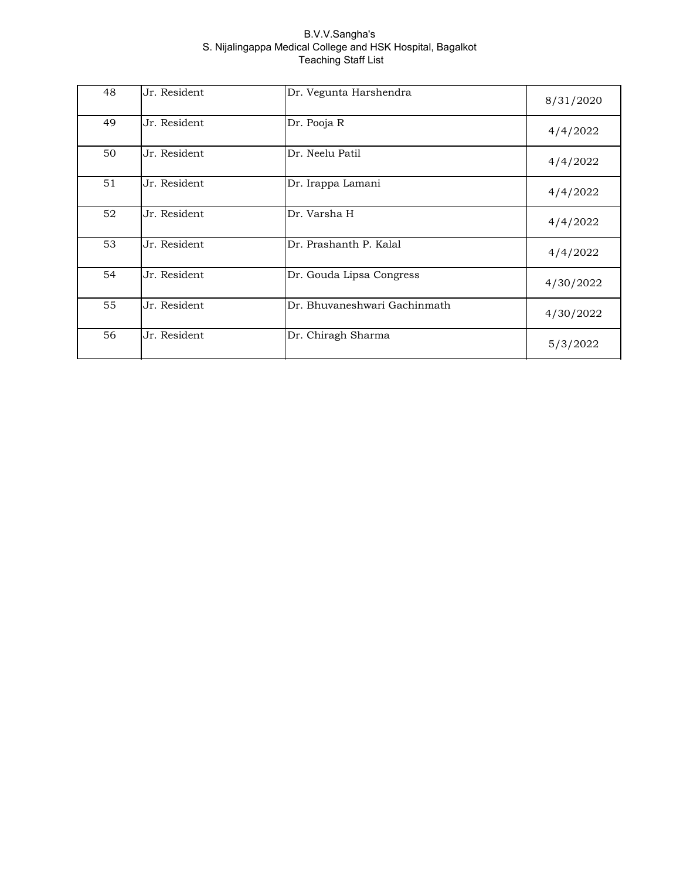B.V.V.Sangha's
S. Nijalingappa Medical College and HSK Hospital, Bagalkot
Teaching Staff List

| | | | |
|---|---|---|---|
| 48 | Jr. Resident | Dr. Vegunta Harshendra | 8/31/2020 |
| 49 | Jr. Resident | Dr. Pooja R | 4/4/2022 |
| 50 | Jr. Resident | Dr. Neelu Patil | 4/4/2022 |
| 51 | Jr. Resident | Dr. Irappa Lamani | 4/4/2022 |
| 52 | Jr. Resident | Dr. Varsha H | 4/4/2022 |
| 53 | Jr. Resident | Dr. Prashanth P. Kalal | 4/4/2022 |
| 54 | Jr. Resident | Dr. Gouda Lipsa Congress | 4/30/2022 |
| 55 | Jr. Resident | Dr. Bhuvaneshwari Gachinmath | 4/30/2022 |
| 56 | Jr. Resident | Dr. Chiragh Sharma | 5/3/2022 |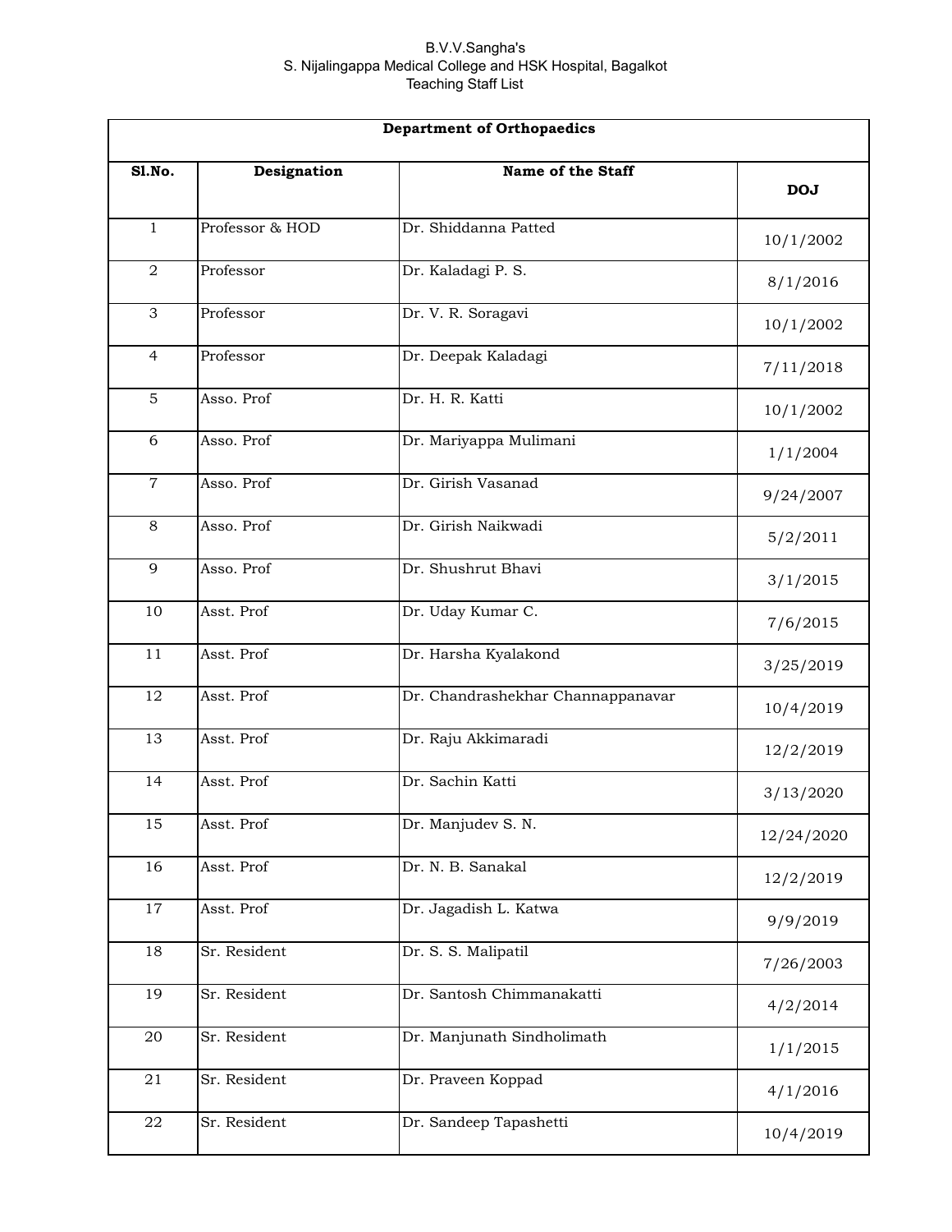B.V.V.Sangha's
S. Nijalingappa Medical College and HSK Hospital, Bagalkot
Teaching Staff List

| Department of Orthopaedics | | | |
|---|---|---|---|
| **Sl.No.** | **Designation** | **Name of the Staff** | **DOJ** |
| 1 | Professor & HOD | Dr. Shiddanna Patted | 10/1/2002 |
| 2 | Professor | Dr. Kaladagi P. S. | 8/1/2016 |
| 3 | Professor | Dr. V. R. Soragavi | 10/1/2002 |
| 4 | Professor | Dr. Deepak Kaladagi | 7/11/2018 |
| 5 | Asso. Prof | Dr. H. R. Katti | 10/1/2002 |
| 6 | Asso. Prof | Dr. Mariyappa Mulimani | 1/1/2004 |
| 7 | Asso. Prof | Dr. Girish Vasanad | 9/24/2007 |
| 8 | Asso. Prof | Dr. Girish Naikwadi | 5/2/2011 |
| 9 | Asso. Prof | Dr. Shushrut Bhavi | 3/1/2015 |
| 10 | Asst. Prof | Dr. Uday Kumar C. | 7/6/2015 |
| 11 | Asst. Prof | Dr. Harsha Kyalakond | 3/25/2019 |
| 12 | Asst. Prof | Dr. Chandrashekhar Channappanavar | 10/4/2019 |
| 13 | Asst. Prof | Dr. Raju Akkimaradi | 12/2/2019 |
| 14 | Asst. Prof | Dr. Sachin Katti | 3/13/2020 |
| 15 | Asst. Prof | Dr. Manjudev S. N. | 12/24/2020 |
| 16 | Asst. Prof | Dr. N. B. Sanakal | 12/2/2019 |
| 17 | Asst. Prof | Dr. Jagadish L. Katwa | 9/9/2019 |
| 18 | Sr. Resident | Dr. S. S. Malipatil | 7/26/2003 |
| 19 | Sr. Resident | Dr. Santosh Chimmanakatti | 4/2/2014 |
| 20 | Sr. Resident | Dr. Manjunath Sindholimath | 1/1/2015 |
| 21 | Sr. Resident | Dr. Praveen Koppad | 4/1/2016 |
| 22 | Sr. Resident | Dr. Sandeep Tapashetti | 10/4/2019 |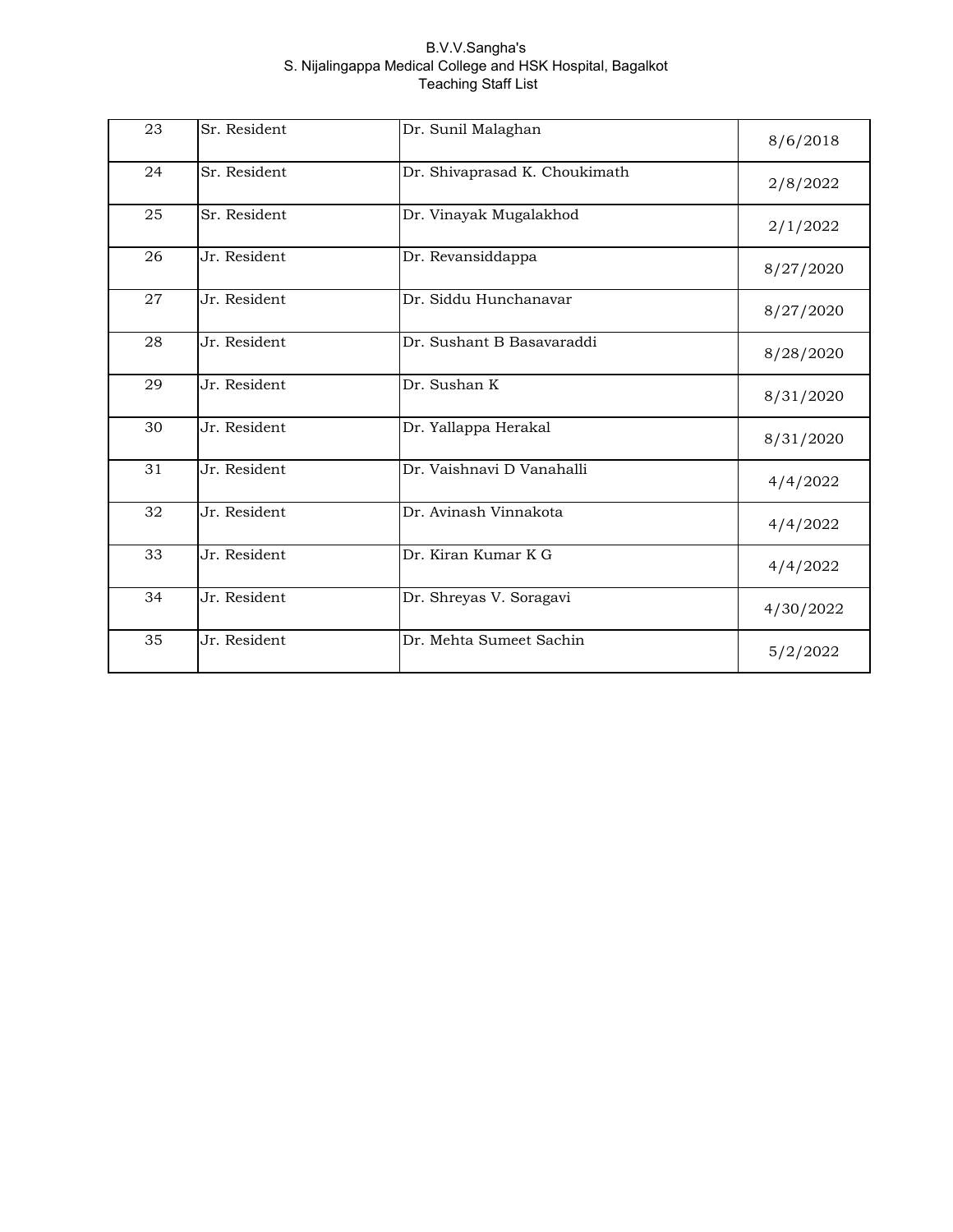B.V.V.Sangha's
S. Nijalingappa Medical College and HSK Hospital, Bagalkot
Teaching Staff List

| | | | |
|---|---|---|---|
| 23 | Sr. Resident | Dr. Sunil Malaghan | 8/6/2018 |
| 24 | Sr. Resident | Dr. Shivaprasad K. Choukimath | 2/8/2022 |
| 25 | Sr. Resident | Dr. Vinayak Mugalakhod | 2/1/2022 |
| 26 | Jr. Resident | Dr. Revansiddappa | 8/27/2020 |
| 27 | Jr. Resident | Dr. Siddu Hunchanavar | 8/27/2020 |
| 28 | Jr. Resident | Dr. Sushant B Basavaraddi | 8/28/2020 |
| 29 | Jr. Resident | Dr. Sushan K | 8/31/2020 |
| 30 | Jr. Resident | Dr. Yallappa Herakal | 8/31/2020 |
| 31 | Jr. Resident | Dr. Vaishnavi D Vanahalli | 4/4/2022 |
| 32 | Jr. Resident | Dr. Avinash Vinnakota | 4/4/2022 |
| 33 | Jr. Resident | Dr. Kiran Kumar K G | 4/4/2022 |
| 34 | Jr. Resident | Dr. Shreyas V. Soragavi | 4/30/2022 |
| 35 | Jr. Resident | Dr. Mehta Sumeet Sachin | 5/2/2022 |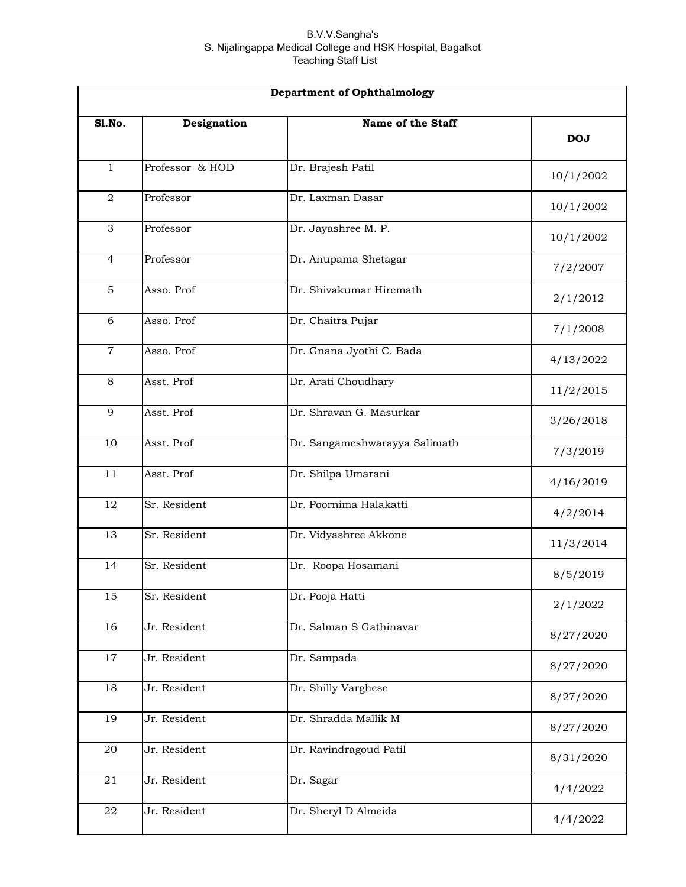B.V.V.Sangha's
S. Nijalingappa Medical College and HSK Hospital, Bagalkot
Teaching Staff List

| **Department of Ophthalmology** | | | |
|---|---|---|---|
| **Sl.No.** | **Designation** | **Name of the Staff** | **DOJ** |
| 1 | Professor & HOD | Dr. Brajesh Patil | 10/1/2002 |
| 2 | Professor | Dr. Laxman Dasar | 10/1/2002 |
| 3 | Professor | Dr. Jayashree M. P. | 10/1/2002 |
| 4 | Professor | Dr. Anupama Shetagar | 7/2/2007 |
| 5 | Asso. Prof | Dr. Shivakumar Hiremath | 2/1/2012 |
| 6 | Asso. Prof | Dr. Chaitra Pujar | 7/1/2008 |
| 7 | Asso. Prof | Dr. Gnana Jyothi C. Bada | 4/13/2022 |
| 8 | Asst. Prof | Dr. Arati Choudhary | 11/2/2015 |
| 9 | Asst. Prof | Dr. Shravan G. Masurkar | 3/26/2018 |
| 10 | Asst. Prof | Dr. Sangameshwarayya Salimath | 7/3/2019 |
| 11 | Asst. Prof | Dr. Shilpa Umarani | 4/16/2019 |
| 12 | Sr. Resident | Dr. Poornima Halakatti | 4/2/2014 |
| 13 | Sr. Resident | Dr. Vidyashree Akkone | 11/3/2014 |
| 14 | Sr. Resident | Dr. Roopa Hosamani | 8/5/2019 |
| 15 | Sr. Resident | Dr. Pooja Hatti | 2/1/2022 |
| 16 | Jr. Resident | Dr. Salman S Gathinavar | 8/27/2020 |
| 17 | Jr. Resident | Dr. Sampada | 8/27/2020 |
| 18 | Jr. Resident | Dr. Shilly Varghese | 8/27/2020 |
| 19 | Jr. Resident | Dr. Shradda Mallik M | 8/27/2020 |
| 20 | Jr. Resident | Dr. Ravindragoud Patil | 8/31/2020 |
| 21 | Jr. Resident | Dr. Sagar | 4/4/2022 |
| 22 | Jr. Resident | Dr. Sheryl D Almeida | 4/4/2022 |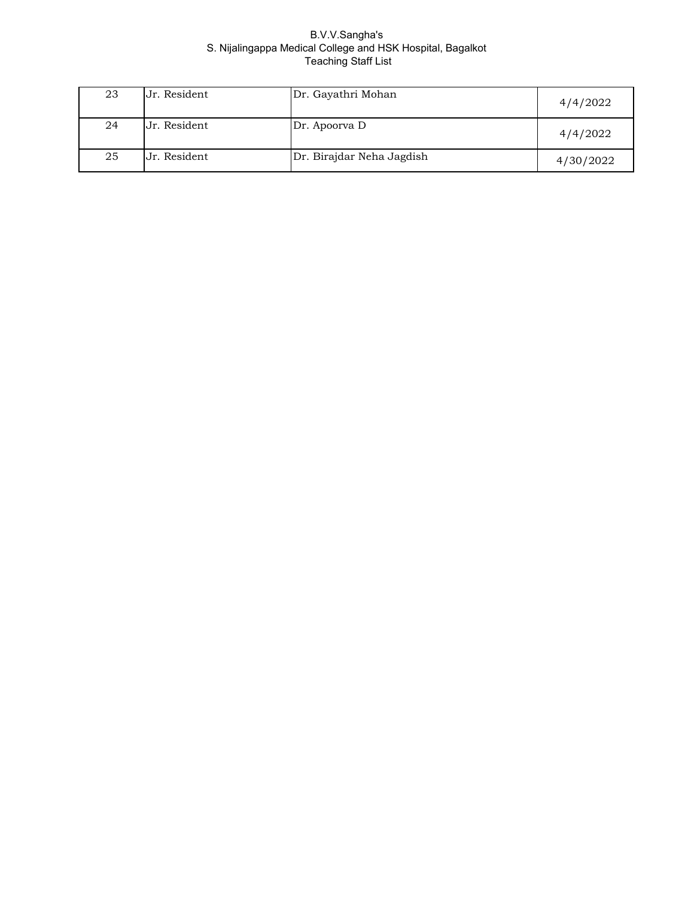B.V.V.Sangha's
S. Nijalingappa Medical College and HSK Hospital, Bagalkot
Teaching Staff List

| | | | |
|---|---|---|---|
| 23 | Jr. Resident | Dr. Gayathri Mohan | 4/4/2022 |
| 24 | Jr. Resident | Dr. Apoorva D | 4/4/2022 |
| 25 | Jr. Resident | Dr. Birajdar Neha Jagdish | 4/30/2022 |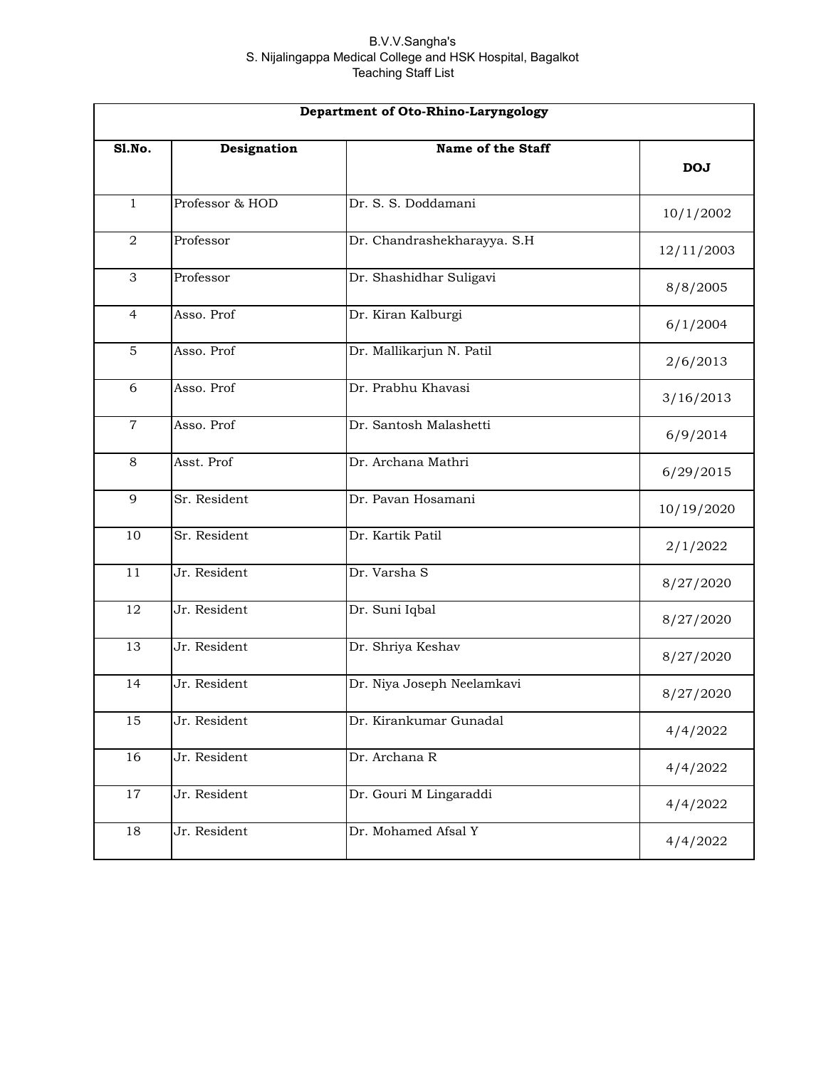B.V.V.Sangha's
S. Nijalingappa Medical College and HSK Hospital, Bagalkot
Teaching Staff List

**Department of Oto-Rhino-Laryngology**

| Sl.No. | Designation | Name of the Staff | DOJ |
|---|---|---|---|
| 1 | Professor & HOD | Dr. S. S. Doddamani | 10/1/2002 |
| 2 | Professor | Dr. Chandrashekharayya. S.H | 12/11/2003 |
| 3 | Professor | Dr. Shashidhar Suligavi | 8/8/2005 |
| 4 | Asso. Prof | Dr. Kiran Kalburgi | 6/1/2004 |
| 5 | Asso. Prof | Dr. Mallikarjun N. Patil | 2/6/2013 |
| 6 | Asso. Prof | Dr. Prabhu Khavasi | 3/16/2013 |
| 7 | Asso. Prof | Dr. Santosh Malashetti | 6/9/2014 |
| 8 | Asst. Prof | Dr. Archana Mathri | 6/29/2015 |
| 9 | Sr. Resident | Dr. Pavan Hosamani | 10/19/2020 |
| 10 | Sr. Resident | Dr. Kartik Patil | 2/1/2022 |
| 11 | Jr. Resident | Dr. Varsha S | 8/27/2020 |
| 12 | Jr. Resident | Dr. Suni Iqbal | 8/27/2020 |
| 13 | Jr. Resident | Dr. Shriya Keshav | 8/27/2020 |
| 14 | Jr. Resident | Dr. Niya Joseph Neelamkavi | 8/27/2020 |
| 15 | Jr. Resident | Dr. Kirankumar Gunadal | 4/4/2022 |
| 16 | Jr. Resident | Dr. Archana R | 4/4/2022 |
| 17 | Jr. Resident | Dr. Gouri M Lingaraddi | 4/4/2022 |
| 18 | Jr. Resident | Dr. Mohamed Afsal Y | 4/4/2022 |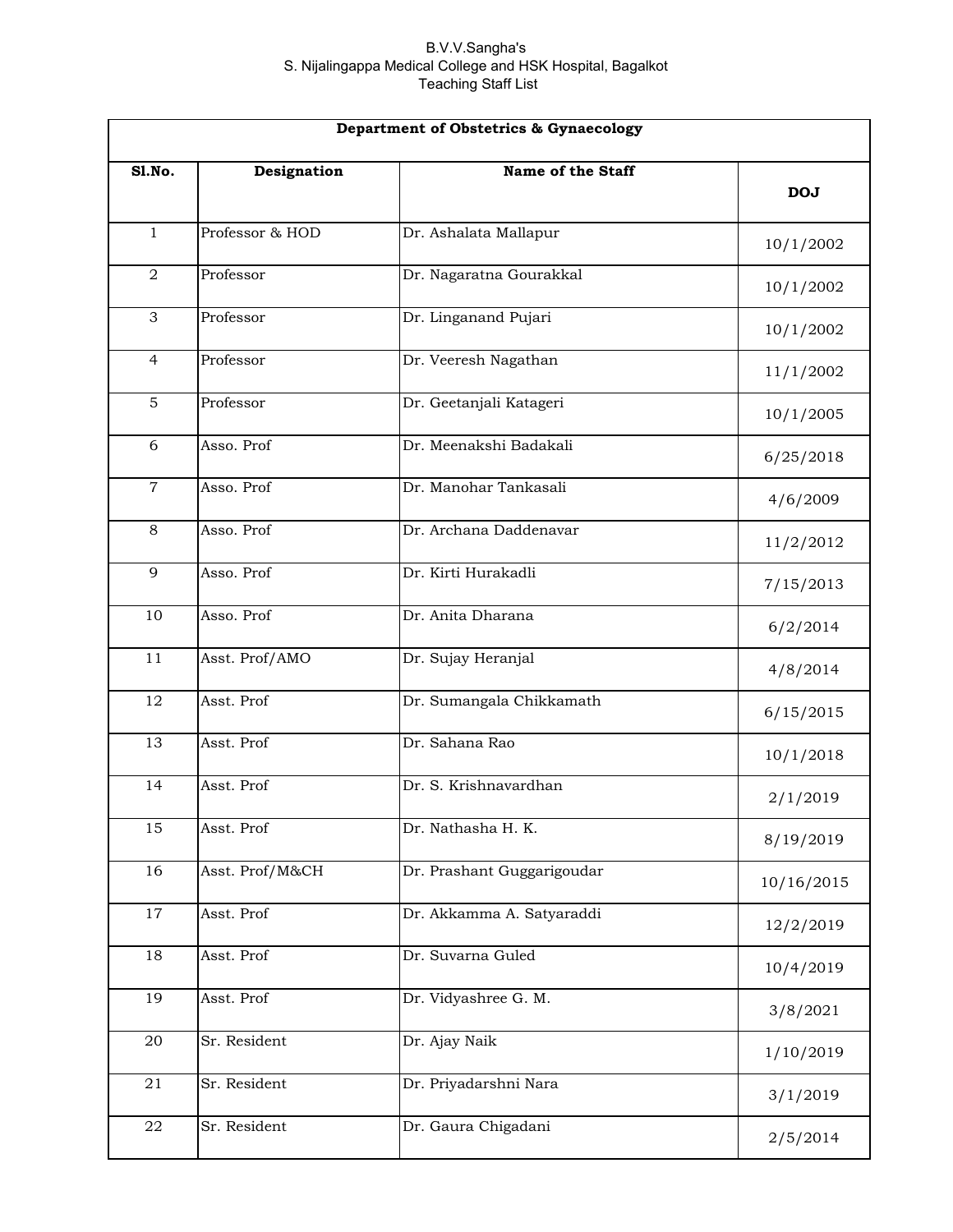B.V.V.Sangha's
S. Nijalingappa Medical College and HSK Hospital, Bagalkot
Teaching Staff List

| Department of Obstetrics & Gynaecology | | | |
|---|---|---|---|
| **Sl.No.** | **Designation** | **Name of the Staff** | **DOJ** |
| 1 | Professor & HOD | Dr. Ashalata Mallapur | 10/1/2002 |
| 2 | Professor | Dr. Nagaratna Gourakkal | 10/1/2002 |
| 3 | Professor | Dr. Linganand Pujari | 10/1/2002 |
| 4 | Professor | Dr. Veeresh Nagathan | 11/1/2002 |
| 5 | Professor | Dr. Geetanjali Katageri | 10/1/2005 |
| 6 | Asso. Prof | Dr. Meenakshi Badakali | 6/25/2018 |
| 7 | Asso. Prof | Dr. Manohar Tankasali | 4/6/2009 |
| 8 | Asso. Prof | Dr. Archana Daddenavar | 11/2/2012 |
| 9 | Asso. Prof | Dr. Kirti Hurakadli | 7/15/2013 |
| 10 | Asso. Prof | Dr. Anita Dharana | 6/2/2014 |
| 11 | Asst. Prof/AMO | Dr. Sujay Heranjal | 4/8/2014 |
| 12 | Asst. Prof | Dr. Sumangala Chikkamath | 6/15/2015 |
| 13 | Asst. Prof | Dr. Sahana Rao | 10/1/2018 |
| 14 | Asst. Prof | Dr. S. Krishnavardhan | 2/1/2019 |
| 15 | Asst. Prof | Dr. Nathasha H. K. | 8/19/2019 |
| 16 | Asst. Prof/M&CH | Dr. Prashant Guggarigoudar | 10/16/2015 |
| 17 | Asst. Prof | Dr. Akkamma A. Satyaraddi | 12/2/2019 |
| 18 | Asst. Prof | Dr. Suvarna Guled | 10/4/2019 |
| 19 | Asst. Prof | Dr. Vidyashree G. M. | 3/8/2021 |
| 20 | Sr. Resident | Dr. Ajay Naik | 1/10/2019 |
| 21 | Sr. Resident | Dr. Priyadarshni Nara | 3/1/2019 |
| 22 | Sr. Resident | Dr. Gaura Chigadani | 2/5/2014 |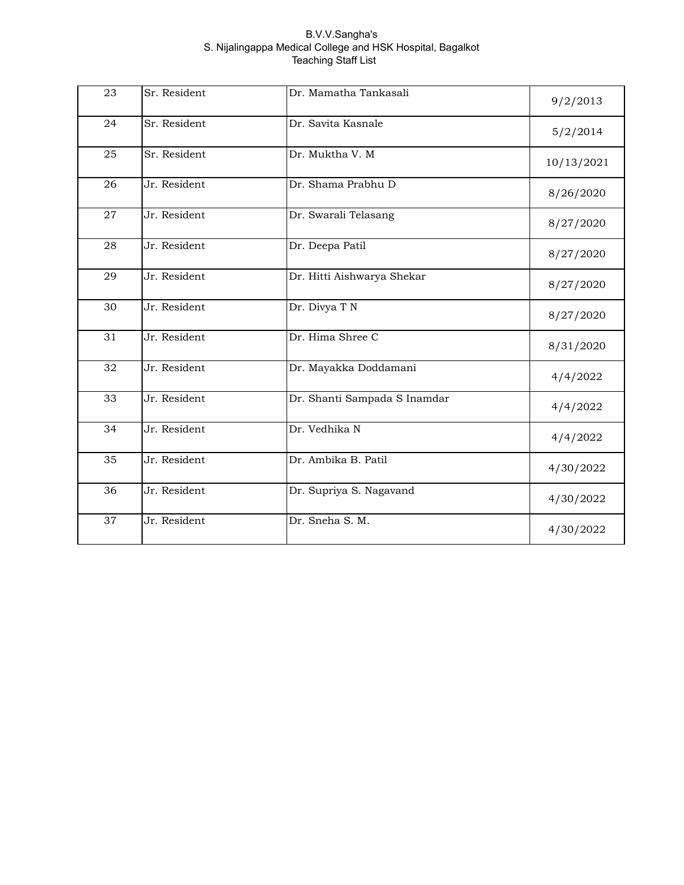B.V.V.Sangha's
S. Nijalingappa Medical College and HSK Hospital, Bagalkot
Teaching Staff List

| | | | |
|---|---|---|---|
| 23 | Sr. Resident | Dr. Mamatha Tankasali | 9/2/2013 |
| 24 | Sr. Resident | Dr. Savita Kasnale | 5/2/2014 |
| 25 | Sr. Resident | Dr. Muktha V. M | 10/13/2021 |
| 26 | Jr. Resident | Dr. Shama Prabhu D | 8/26/2020 |
| 27 | Jr. Resident | Dr. Swarali Telasang | 8/27/2020 |
| 28 | Jr. Resident | Dr. Deepa Patil | 8/27/2020 |
| 29 | Jr. Resident | Dr. Hitti Aishwarya Shekar | 8/27/2020 |
| 30 | Jr. Resident | Dr. Divya T N | 8/27/2020 |
| 31 | Jr. Resident | Dr. Hima Shree C | 8/31/2020 |
| 32 | Jr. Resident | Dr. Mayakka Doddamani | 4/4/2022 |
| 33 | Jr. Resident | Dr. Shanti Sampada S Inamdar | 4/4/2022 |
| 34 | Jr. Resident | Dr. Vedhika N | 4/4/2022 |
| 35 | Jr. Resident | Dr. Ambika B. Patil | 4/30/2022 |
| 36 | Jr. Resident | Dr. Supriya S. Nagavand | 4/30/2022 |
| 37 | Jr. Resident | Dr. Sneha S. M. | 4/30/2022 |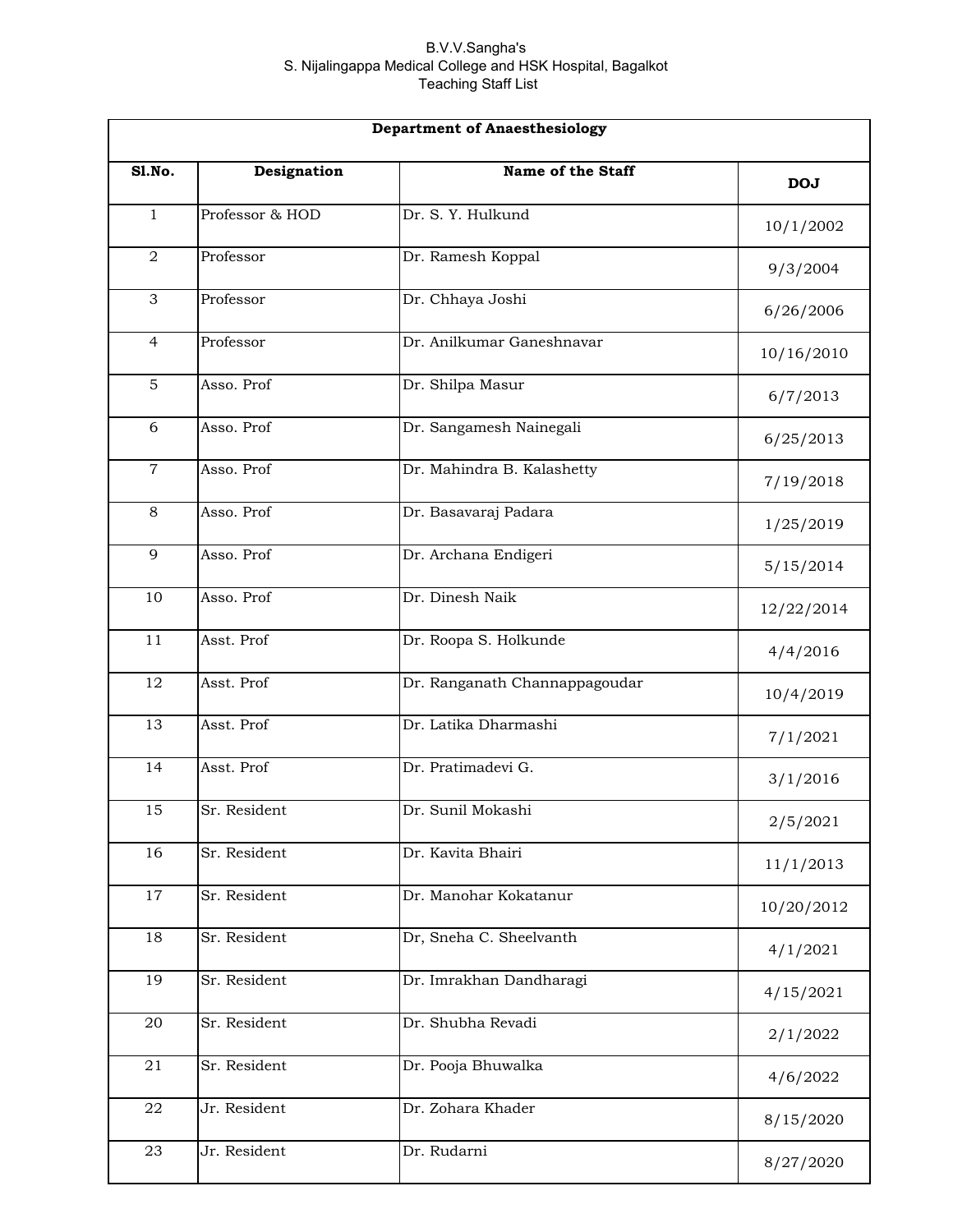B.V.V.Sangha's
S. Nijalingappa Medical College and HSK Hospital, Bagalkot
Teaching Staff List

| Department of Anaesthesiology | | | |
|---|---|---|---|
| **Sl.No.** | **Designation** | **Name of the Staff** | **DOJ** |
| 1 | Professor & HOD | Dr. S. Y. Hulkund | 10/1/2002 |
| 2 | Professor | Dr. Ramesh Koppal | 9/3/2004 |
| 3 | Professor | Dr. Chhaya Joshi | 6/26/2006 |
| 4 | Professor | Dr. Anilkumar Ganeshnavar | 10/16/2010 |
| 5 | Asso. Prof | Dr. Shilpa Masur | 6/7/2013 |
| 6 | Asso. Prof | Dr. Sangamesh Nainegali | 6/25/2013 |
| 7 | Asso. Prof | Dr. Mahindra B. Kalashetty | 7/19/2018 |
| 8 | Asso. Prof | Dr. Basavaraj Padara | 1/25/2019 |
| 9 | Asso. Prof | Dr. Archana Endigeri | 5/15/2014 |
| 10 | Asso. Prof | Dr. Dinesh Naik | 12/22/2014 |
| 11 | Asst. Prof | Dr. Roopa S. Holkunde | 4/4/2016 |
| 12 | Asst. Prof | Dr. Ranganath Channappagoudar | 10/4/2019 |
| 13 | Asst. Prof | Dr. Latika Dharmashi | 7/1/2021 |
| 14 | Asst. Prof | Dr. Pratimadevi G. | 3/1/2016 |
| 15 | Sr. Resident | Dr. Sunil Mokashi | 2/5/2021 |
| 16 | Sr. Resident | Dr. Kavita Bhairi | 11/1/2013 |
| 17 | Sr. Resident | Dr. Manohar Kokatanur | 10/20/2012 |
| 18 | Sr. Resident | Dr, Sneha C. Sheelvanth | 4/1/2021 |
| 19 | Sr. Resident | Dr. Imrakhan Dandharagi | 4/15/2021 |
| 20 | Sr. Resident | Dr. Shubha Revadi | 2/1/2022 |
| 21 | Sr. Resident | Dr. Pooja Bhuwalka | 4/6/2022 |
| 22 | Jr. Resident | Dr. Zohara Khader | 8/15/2020 |
| 23 | Jr. Resident | Dr. Rudarni | 8/27/2020 |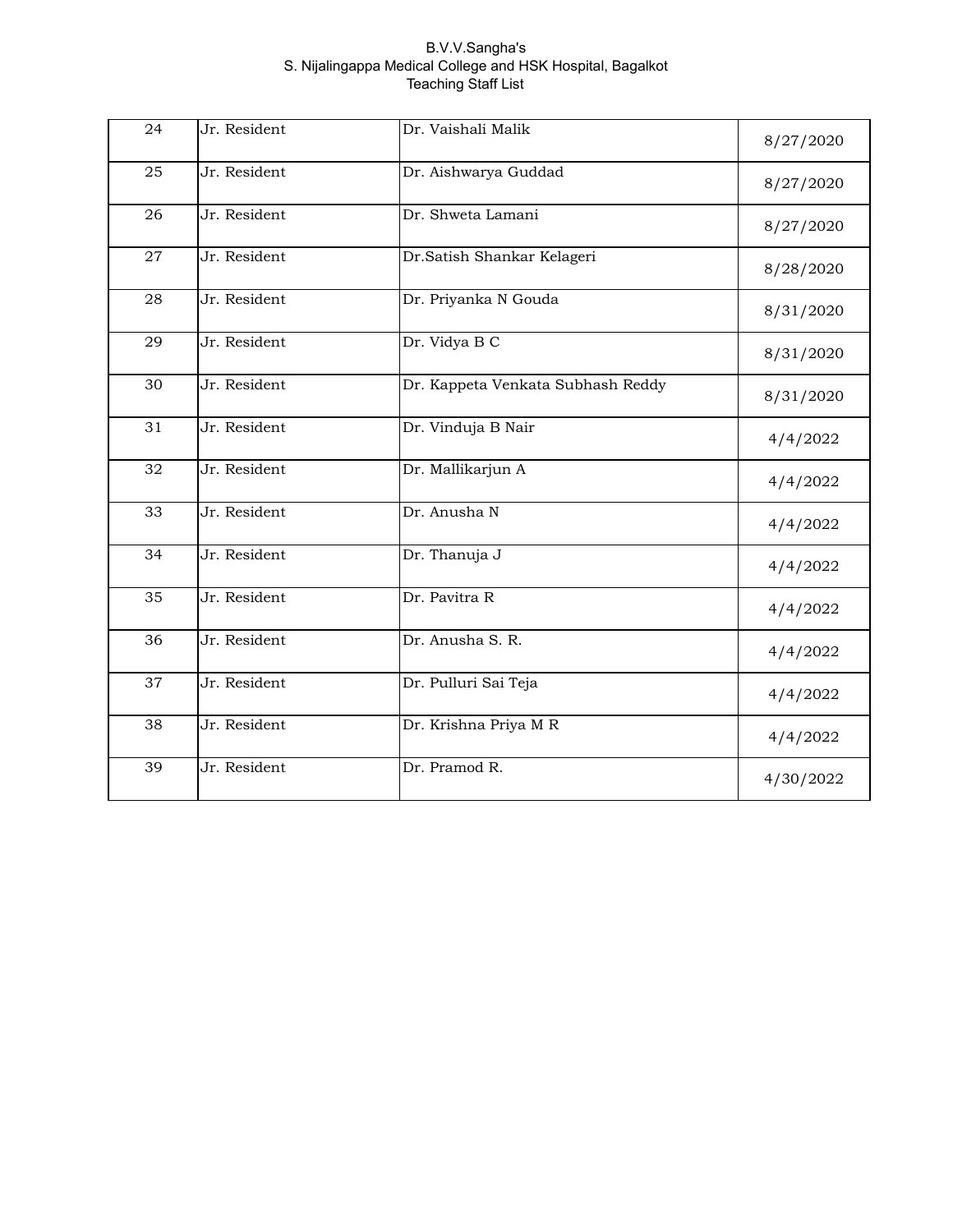B.V.V.Sangha's
S. Nijalingappa Medical College and HSK Hospital, Bagalkot
Teaching Staff List

| | | | |
|---|---|---|---|
| 24 | Jr. Resident | Dr. Vaishali Malik | 8/27/2020 |
| 25 | Jr. Resident | Dr. Aishwarya Guddad | 8/27/2020 |
| 26 | Jr. Resident | Dr. Shweta Lamani | 8/27/2020 |
| 27 | Jr. Resident | Dr.Satish Shankar Kelageri | 8/28/2020 |
| 28 | Jr. Resident | Dr. Priyanka N Gouda | 8/31/2020 |
| 29 | Jr. Resident | Dr. Vidya B C | 8/31/2020 |
| 30 | Jr. Resident | Dr. Kappeta Venkata Subhash Reddy | 8/31/2020 |
| 31 | Jr. Resident | Dr. Vinduja B Nair | 4/4/2022 |
| 32 | Jr. Resident | Dr. Mallikarjun A | 4/4/2022 |
| 33 | Jr. Resident | Dr. Anusha N | 4/4/2022 |
| 34 | Jr. Resident | Dr. Thanuja J | 4/4/2022 |
| 35 | Jr. Resident | Dr. Pavitra R | 4/4/2022 |
| 36 | Jr. Resident | Dr. Anusha S. R. | 4/4/2022 |
| 37 | Jr. Resident | Dr. Pulluri Sai Teja | 4/4/2022 |
| 38 | Jr. Resident | Dr. Krishna Priya M R | 4/4/2022 |
| 39 | Jr. Resident | Dr. Pramod R. | 4/30/2022 |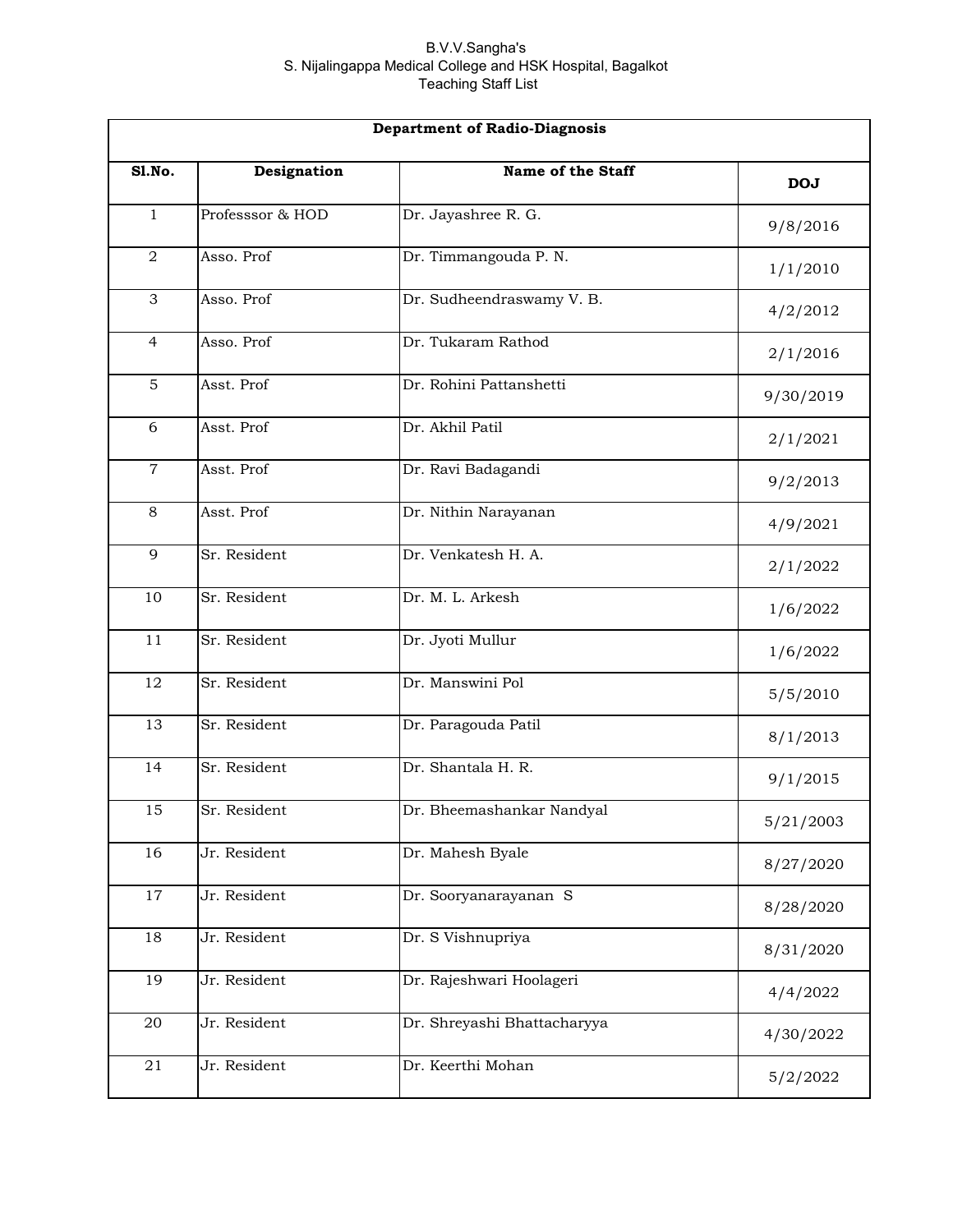B.V.V.Sangha's
S. Nijalingappa Medical College and HSK Hospital, Bagalkot
Teaching Staff List

| Department of Radio-Diagnosis | | | |
|---|---|---|---|
| **Sl.No.** | **Designation** | **Name of the Staff** | **DOJ** |
| 1 | Professsor & HOD | Dr. Jayashree R. G. | 9/8/2016 |
| 2 | Asso. Prof | Dr. Timmangouda P. N. | 1/1/2010 |
| 3 | Asso. Prof | Dr. Sudheendraswamy V. B. | 4/2/2012 |
| 4 | Asso. Prof | Dr. Tukaram Rathod | 2/1/2016 |
| 5 | Asst. Prof | Dr. Rohini Pattanshetti | 9/30/2019 |
| 6 | Asst. Prof | Dr. Akhil Patil | 2/1/2021 |
| 7 | Asst. Prof | Dr. Ravi Badagandi | 9/2/2013 |
| 8 | Asst. Prof | Dr. Nithin Narayanan | 4/9/2021 |
| 9 | Sr. Resident | Dr. Venkatesh H. A. | 2/1/2022 |
| 10 | Sr. Resident | Dr. M. L. Arkesh | 1/6/2022 |
| 11 | Sr. Resident | Dr. Jyoti Mullur | 1/6/2022 |
| 12 | Sr. Resident | Dr. Manswini Pol | 5/5/2010 |
| 13 | Sr. Resident | Dr. Paragouda Patil | 8/1/2013 |
| 14 | Sr. Resident | Dr. Shantala H. R. | 9/1/2015 |
| 15 | Sr. Resident | Dr. Bheemashankar Nandyal | 5/21/2003 |
| 16 | Jr. Resident | Dr. Mahesh Byale | 8/27/2020 |
| 17 | Jr. Resident | Dr. Sooryanarayanan S | 8/28/2020 |
| 18 | Jr. Resident | Dr. S Vishnupriya | 8/31/2020 |
| 19 | Jr. Resident | Dr. Rajeshwari Hoolageri | 4/4/2022 |
| 20 | Jr. Resident | Dr. Shreyashi Bhattacharyya | 4/30/2022 |
| 21 | Jr. Resident | Dr. Keerthi Mohan | 5/2/2022 |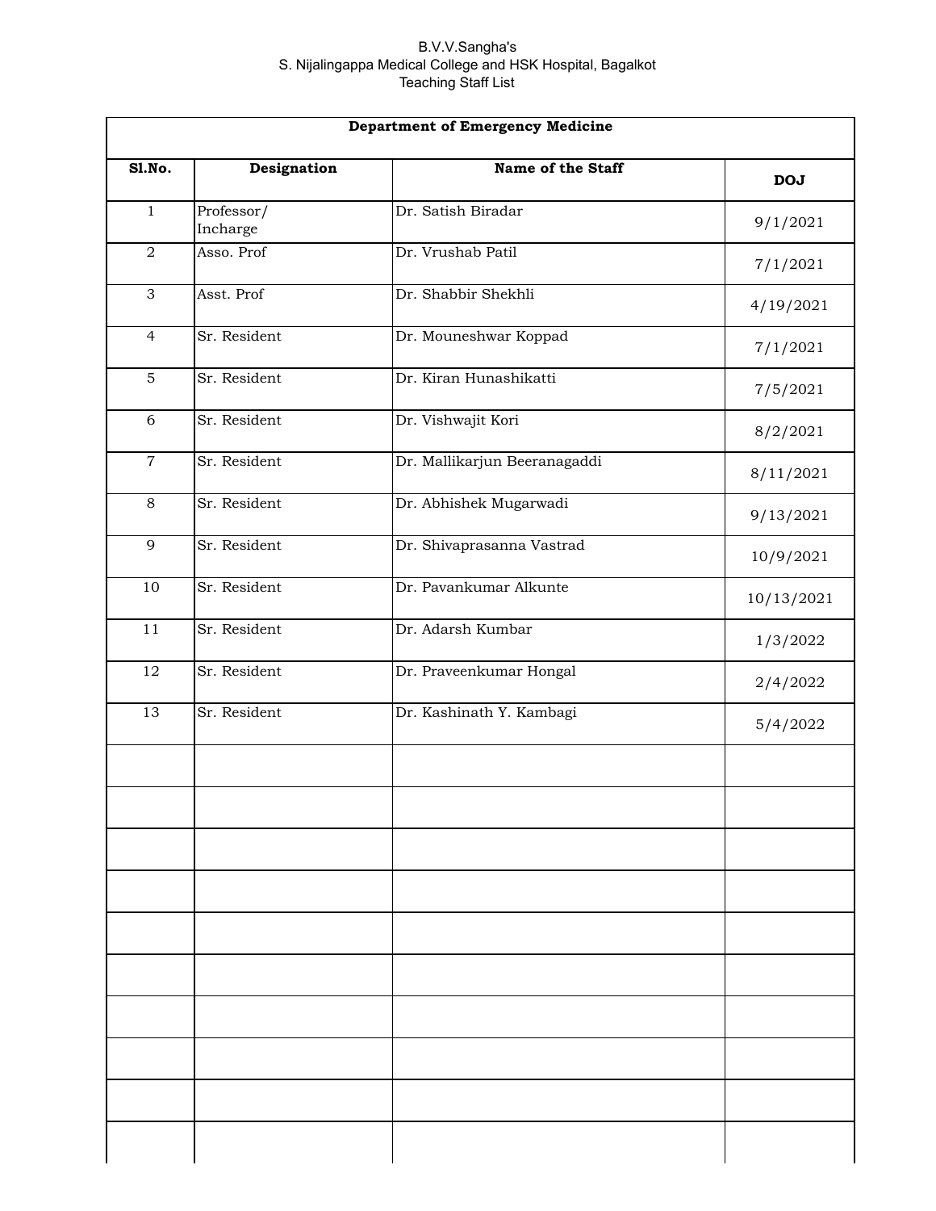B.V.V.Sangha's
S. Nijalingappa Medical College and HSK Hospital, Bagalkot
Teaching Staff List

## Department of Emergency Medicine

| Sl.No. | Designation | Name of the Staff | DOJ |
|---|---|---|---|
| 1 | Professor/ Incharge | Dr. Satish Biradar | 9/1/2021 |
| 2 | Asso. Prof | Dr. Vrushab Patil | 7/1/2021 |
| 3 | Asst. Prof | Dr. Shabbir Shekhli | 4/19/2021 |
| 4 | Sr. Resident | Dr. Mouneshwar Koppad | 7/1/2021 |
| 5 | Sr. Resident | Dr. Kiran Hunashikatti | 7/5/2021 |
| 6 | Sr. Resident | Dr. Vishwajit Kori | 8/2/2021 |
| 7 | Sr. Resident | Dr. Mallikarjun Beeranagaddi | 8/11/2021 |
| 8 | Sr. Resident | Dr. Abhishek Mugarwadi | 9/13/2021 |
| 9 | Sr. Resident | Dr. Shivaprasanna Vastrad | 10/9/2021 |
| 10 | Sr. Resident | Dr. Pavankumar Alkunte | 10/13/2021 |
| 11 | Sr. Resident | Dr. Adarsh Kumbar | 1/3/2022 |
| 12 | Sr. Resident | Dr. Praveenkumar Hongal | 2/4/2022 |
| 13 | Sr. Resident | Dr. Kashinath Y. Kambagi | 5/4/2022 |